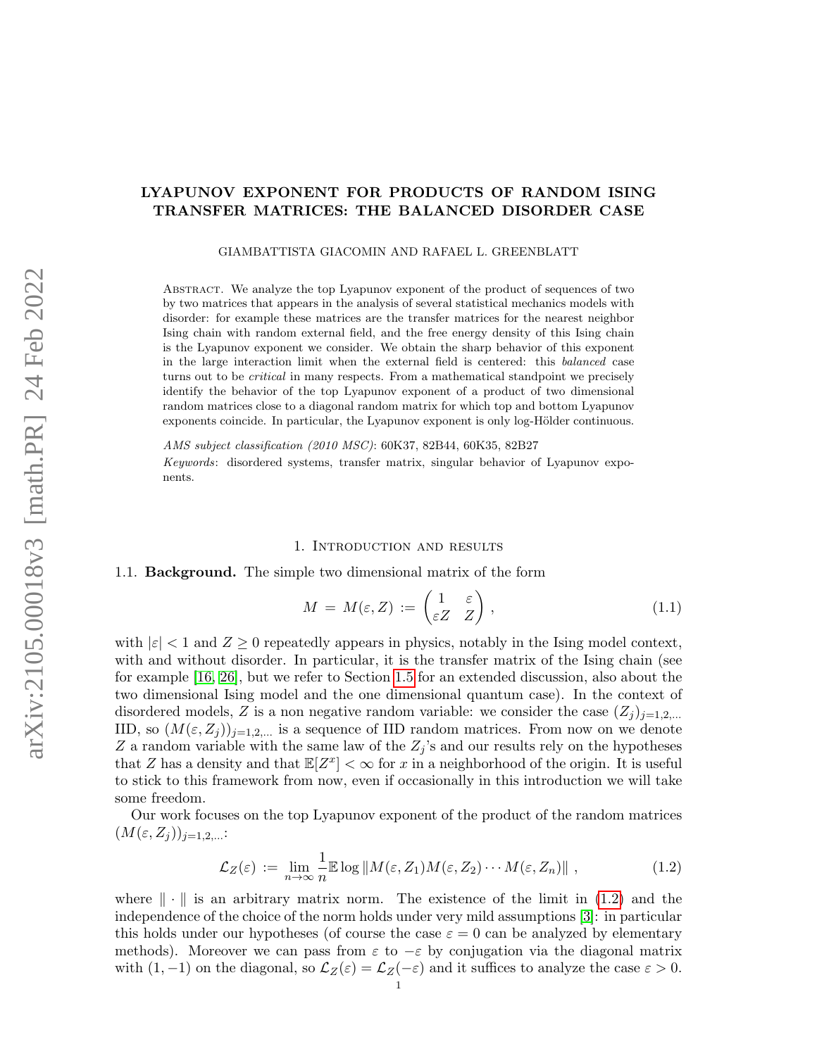# LYAPUNOV EXPONENT FOR PRODUCTS OF RANDOM ISING TRANSFER MATRICES: THE BALANCED DISORDER CASE

GIAMBATTISTA GIACOMIN AND RAFAEL L. GREENBLATT

Abstract. We analyze the top Lyapunov exponent of the product of sequences of two by two matrices that appears in the analysis of several statistical mechanics models with disorder: for example these matrices are the transfer matrices for the nearest neighbor Ising chain with random external field, and the free energy density of this Ising chain is the Lyapunov exponent we consider. We obtain the sharp behavior of this exponent in the large interaction limit when the external field is centered: this *balanced* case turns out to be *critical* in many respects. From a mathematical standpoint we precisely identify the behavior of the top Lyapunov exponent of a product of two dimensional random matrices close to a diagonal random matrix for which top and bottom Lyapunov exponents coincide. In particular, the Lyapunov exponent is only log-Hölder continuous.

*AMS subject classification (2010 MSC)*: 60K37, 82B44, 60K35, 82B27

*Keywords*: disordered systems, transfer matrix, singular behavior of Lyapunov exponents.

## 1. Introduction and results

### 1.1. Background.

The simple two dimensional matrix of the form

$$M = M(\varepsilon, Z) := \begin{pmatrix} 1 & \varepsilon \\ \varepsilon Z & Z \end{pmatrix}, \tag{1.1}$$

with $|\varepsilon| < 1$ and $Z \geq 0$ repeatedly appears in physics, notably in the Ising model context, with and without disorder. In particular, it is the transfer matrix of the Ising chain (see for example [16, 26], but we refer to Section 1.5 for an extended discussion, also about the two dimensional Ising model and the one dimensional quantum case). In the context of disordered models, $Z$ is a non negative random variable: we consider the case $(Z_j)_{j=1,2,\ldots}$ IID, so $(M(\varepsilon, Z_j))_{j=1,2,\ldots}$ is a sequence of IID random matrices. From now on we denote $Z$ a random variable with the same law of the $Z_j$'s and our results rely on the hypotheses that $Z$ has a density and that $\mathbb{E}[Z^x] < \infty$ for $x$ in a neighborhood of the origin. It is useful to stick to this framework from now, even if occasionally in this introduction we will take some freedom.

Our work focuses on the top Lyapunov exponent of the product of the random matrices $(M(\varepsilon, Z_j))_{j=1,2,\ldots}$:

$$\mathcal{L}_Z(\varepsilon) := \lim_{n\to\infty} \frac{1}{n} \mathbb{E} \log \|M(\varepsilon, Z_1) M(\varepsilon, Z_2) \cdots M(\varepsilon, Z_n)\|, \tag{1.2}$$

where $\|\cdot\|$ is an arbitrary matrix norm. The existence of the limit in (1.2) and the independence of the choice of the norm holds under very mild assumptions [3]: in particular this holds under our hypotheses (of course the case $\varepsilon = 0$ can be analyzed by elementary methods). Moreover we can pass from $\varepsilon$ to $-\varepsilon$ by conjugation via the diagonal matrix with $(1, -1)$ on the diagonal, so $\mathcal{L}_Z(\varepsilon) = \mathcal{L}_Z(-\varepsilon)$ and it suffices to analyze the case $\varepsilon > 0$.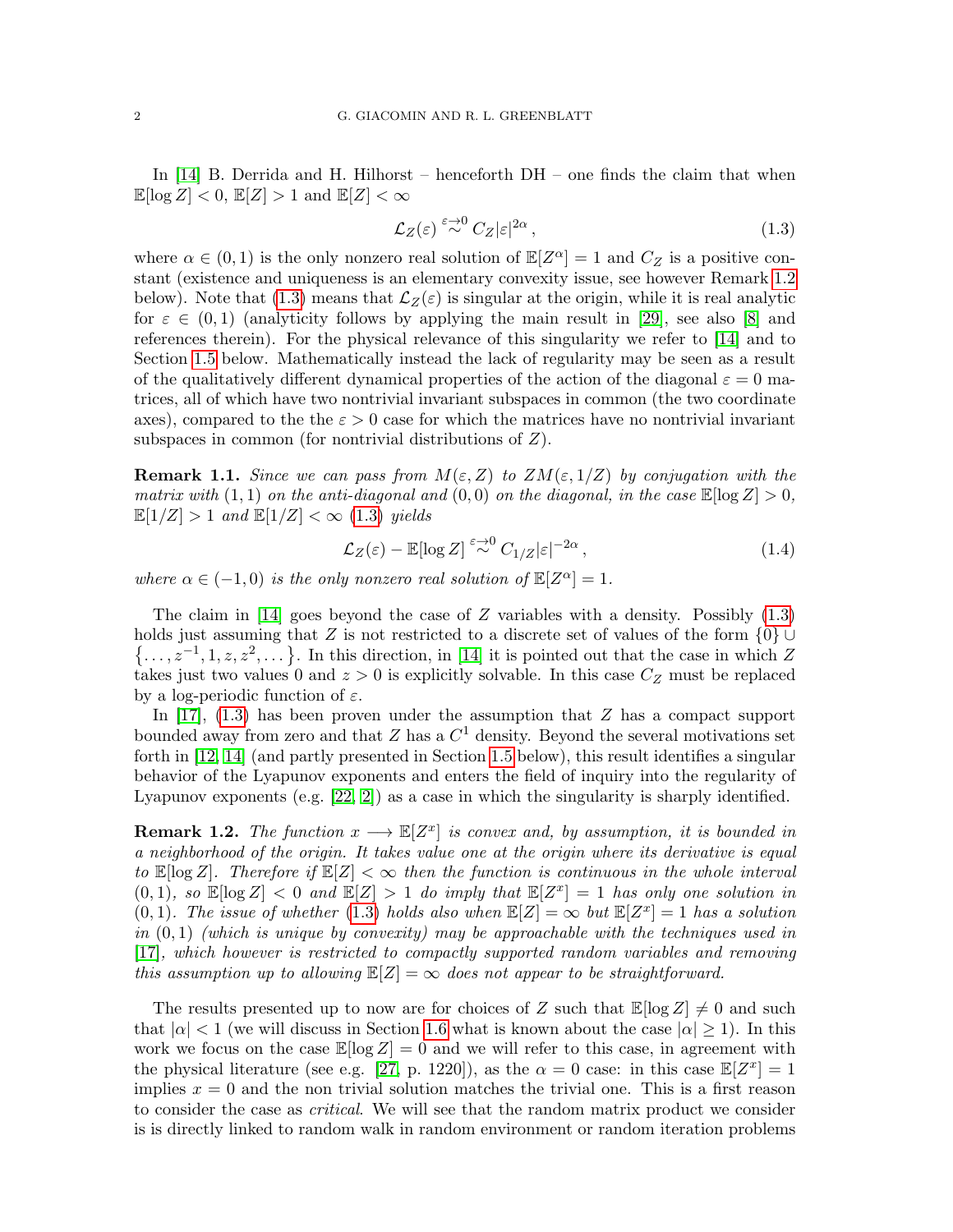In [14] B. Derrida and H. Hilhorst – henceforth DH – one finds the claim that when $\mathbb{E}[\log Z] < 0$, $\mathbb{E}[Z] > 1$ and $\mathbb{E}[Z] < \infty$

$$\mathcal{L}_Z(\varepsilon) \overset{\varepsilon \to 0}{\sim} C_Z |\varepsilon|^{2\alpha}, \tag{1.3}$$

where $\alpha \in (0, 1)$ is the only nonzero real solution of $\mathbb{E}[Z^\alpha] = 1$ and $C_Z$ is a positive constant (existence and uniqueness is an elementary convexity issue, see however Remark 1.2 below). Note that (1.3) means that $\mathcal{L}_Z(\varepsilon)$ is singular at the origin, while it is real analytic for $\varepsilon \in (0, 1)$ (analyticity follows by applying the main result in [29], see also [8] and references therein). For the physical relevance of this singularity we refer to [14] and to Section 1.5 below. Mathematically instead the lack of regularity may be seen as a result of the qualitatively different dynamical properties of the action of the diagonal $\varepsilon = 0$ matrices, all of which have two nontrivial invariant subspaces in common (the two coordinate axes), compared to the the $\varepsilon > 0$ case for which the matrices have no nontrivial invariant subspaces in common (for nontrivial distributions of $Z$).

**Remark 1.1.** *Since we can pass from $M(\varepsilon, Z)$ to $ZM(\varepsilon, 1/Z)$ by conjugation with the matrix with $(1, 1)$ on the anti-diagonal and $(0, 0)$ on the diagonal, in the case $\mathbb{E}[\log Z] > 0$, $\mathbb{E}[1/Z] > 1$ and $\mathbb{E}[1/Z] < \infty$ (1.3) yields*

$$\mathcal{L}_Z(\varepsilon) - \mathbb{E}[\log Z] \overset{\varepsilon \to 0}{\sim} C_{1/Z} |\varepsilon|^{-2\alpha}, \tag{1.4}$$

*where $\alpha \in (-1, 0)$ is the only nonzero real solution of $\mathbb{E}[Z^\alpha] = 1$.*

The claim in [14] goes beyond the case of $Z$ variables with a density. Possibly (1.3) holds just assuming that $Z$ is not restricted to a discrete set of values of the form $\{0\} \cup \{\ldots, z^{-1}, 1, z, z^2, \ldots\}$. In this direction, in [14] it is pointed out that the case in which $Z$ takes just two values 0 and $z > 0$ is explicitly solvable. In this case $C_Z$ must be replaced by a log-periodic function of $\varepsilon$.

In [17], (1.3) has been proven under the assumption that $Z$ has a compact support bounded away from zero and that $Z$ has a $C^1$ density. Beyond the several motivations set forth in [12, 14] (and partly presented in Section 1.5 below), this result identifies a singular behavior of the Lyapunov exponents and enters the field of inquiry into the regularity of Lyapunov exponents (e.g. [22, 2]) as a case in which the singularity is sharply identified.

**Remark 1.2.** *The function $x \longrightarrow \mathbb{E}[Z^x]$ is convex and, by assumption, it is bounded in a neighborhood of the origin. It takes value one at the origin where its derivative is equal to $\mathbb{E}[\log Z]$. Therefore if $\mathbb{E}[Z] < \infty$ then the function is continuous in the whole interval $(0, 1)$, so $\mathbb{E}[\log Z] < 0$ and $\mathbb{E}[Z] > 1$ do imply that $\mathbb{E}[Z^x] = 1$ has only one solution in $(0, 1)$. The issue of whether (1.3) holds also when $\mathbb{E}[Z] = \infty$ but $\mathbb{E}[Z^x] = 1$ has a solution in $(0, 1)$ (which is unique by convexity) may be approachable with the techniques used in [17], which however is restricted to compactly supported random variables and removing this assumption up to allowing $\mathbb{E}[Z] = \infty$ does not appear to be straightforward.*

The results presented up to now are for choices of $Z$ such that $\mathbb{E}[\log Z] \neq 0$ and such that $|\alpha| < 1$ (we will discuss in Section 1.6 what is known about the case $|\alpha| \geq 1$). In this work we focus on the case $\mathbb{E}[\log Z] = 0$ and we will refer to this case, in agreement with the physical literature (see e.g. [27, p. 1220]), as the $\alpha = 0$ case: in this case $\mathbb{E}[Z^x] = 1$ implies $x = 0$ and the non trivial solution matches the trivial one. This is a first reason to consider the case as *critical*. We will see that the random matrix product we consider is is directly linked to random walk in random environment or random iteration problems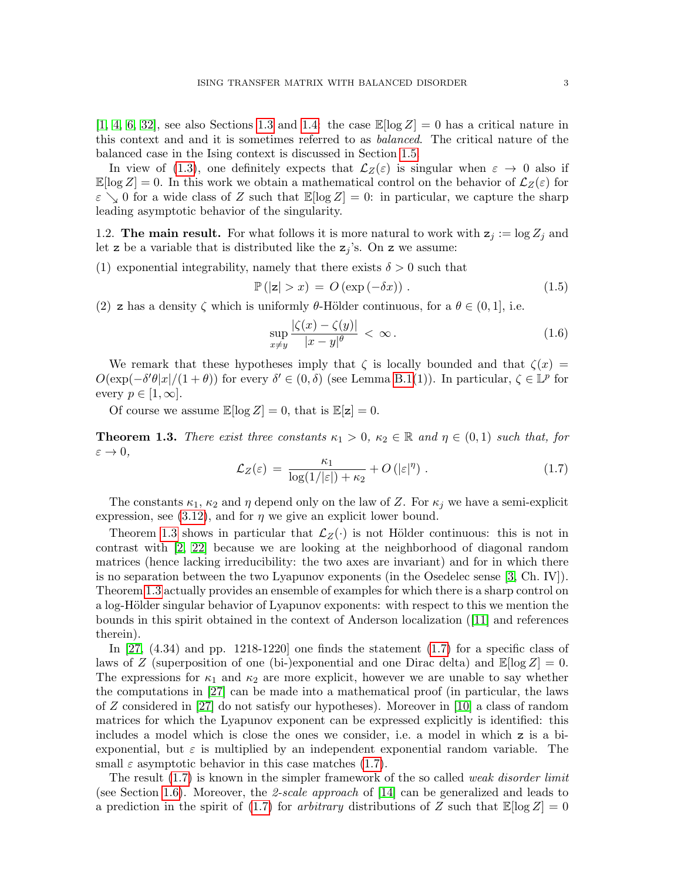[1, 4, 6, 32], see also Sections 1.3 and 1.4: the case $\mathbb{E}[\log Z] = 0$ has a critical nature in this context and and it is sometimes referred to as *balanced*. The critical nature of the balanced case in the Ising context is discussed in Section 1.5.

In view of (1.3), one definitely expects that $\mathcal{L}_Z(\varepsilon)$ is singular when $\varepsilon \to 0$ also if $\mathbb{E}[\log Z] = 0$. In this work we obtain a mathematical control on the behavior of $\mathcal{L}_Z(\varepsilon)$ for $\varepsilon \searrow 0$ for a wide class of $Z$ such that $\mathbb{E}[\log Z] = 0$: in particular, we capture the sharp leading asymptotic behavior of the singularity.

1.2. **The main result.** For what follows it is more natural to work with $\mathtt{z}_j := \log Z_j$ and let $\mathtt{z}$ be a variable that is distributed like the $\mathtt{z}_j$'s. On $\mathtt{z}$ we assume:

(1) exponential integrability, namely that there exists $\delta > 0$ such that

$$\mathbb{P}\left(|\mathtt{z}| > x\right) \,=\, O\left(\exp\left(-\delta x\right)\right) . \tag{1.5}$$

(2) $\mathtt{z}$ has a density $\zeta$ which is uniformly $\theta$-Hölder continuous, for a $\theta \in (0, 1]$, i.e.

$$\sup_{x \neq y} \frac{|\zeta(x) - \zeta(y)|}{|x - y|^\theta} \,<\, \infty . \tag{1.6}$$

We remark that these hypotheses imply that $\zeta$ is locally bounded and that $\zeta(x) = O(\exp(-\delta'\theta|x|/(1+\theta))$ for every $\delta' \in (0, \delta)$ (see Lemma B.1(1)). In particular, $\zeta \in \mathbb{L}^p$ for every $p \in [1, \infty]$.

Of course we assume $\mathbb{E}[\log Z] = 0$, that is $\mathbb{E}[\mathtt{z}] = 0$.

**Theorem 1.3.** *There exist three constants $\kappa_1 > 0$, $\kappa_2 \in \mathbb{R}$ and $\eta \in (0, 1)$ such that, for $\varepsilon \to 0$,*

$$\mathcal{L}_Z(\varepsilon) \,=\, \frac{\kappa_1}{\log(1/|\varepsilon|) + \kappa_2} + O\left(|\varepsilon|^\eta\right) . \tag{1.7}$$

The constants $\kappa_1$, $\kappa_2$ and $\eta$ depend only on the law of $Z$. For $\kappa_j$ we have a semi-explicit expression, see (3.12), and for $\eta$ we give an explicit lower bound.

Theorem 1.3 shows in particular that $\mathcal{L}_Z(\cdot)$ is not Hölder continuous: this is not in contrast with [2, 22] because we are looking at the neighborhood of diagonal random matrices (hence lacking irreducibility: the two axes are invariant) and for in which there is no separation between the two Lyapunov exponents (in the Osedelec sense [3, Ch. IV]). Theorem 1.3 actually provides an ensemble of examples for which there is a sharp control on a log-Hölder singular behavior of Lyapunov exponents: with respect to this we mention the bounds in this spirit obtained in the context of Anderson localization ([11] and references therein).

In [27, (4.34) and pp. 1218-1220] one finds the statement (1.7) for a specific class of laws of $Z$ (superposition of one (bi-)exponential and one Dirac delta) and $\mathbb{E}[\log Z] = 0$. The expressions for $\kappa_1$ and $\kappa_2$ are more explicit, however we are unable to say whether the computations in [27] can be made into a mathematical proof (in particular, the laws of $Z$ considered in [27] do not satisfy our hypotheses). Moreover in [10] a class of random matrices for which the Lyapunov exponent can be expressed explicitly is identified: this includes a model which is close the ones we consider, i.e. a model in which $\mathtt{z}$ is a bi-exponential, but $\varepsilon$ is multiplied by an independent exponential random variable. The small $\varepsilon$ asymptotic behavior in this case matches (1.7).

The result (1.7) is known in the simpler framework of the so called *weak disorder limit* (see Section 1.6). Moreover, the *2-scale approach* of [14] can be generalized and leads to a prediction in the spirit of (1.7) for *arbitrary* distributions of $Z$ such that $\mathbb{E}[\log Z] = 0$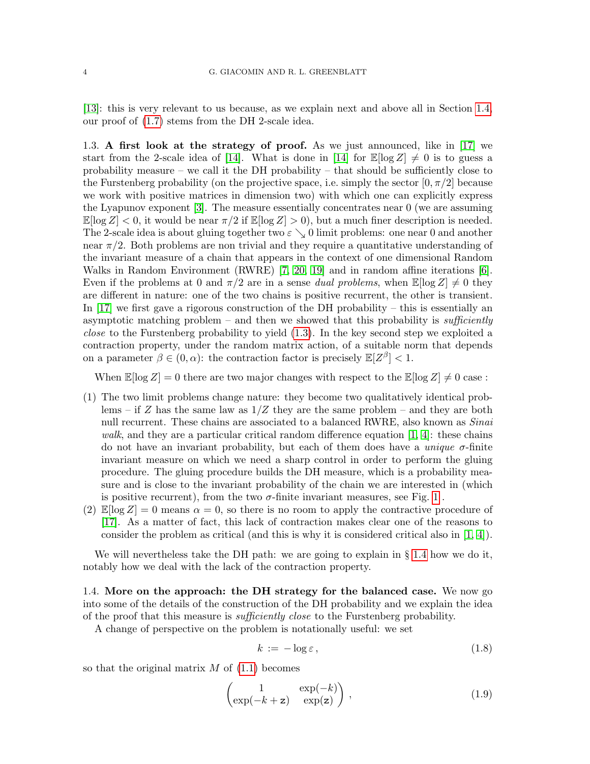[13]: this is very relevant to us because, as we explain next and above all in Section 1.4, our proof of (1.7) stems from the DH 2-scale idea.

1.3. **A first look at the strategy of proof.** As we just announced, like in [17] we start from the 2-scale idea of [14]. What is done in [14] for $\mathbb{E}[\log Z] \neq 0$ is to guess a probability measure – we call it the DH probability – that should be sufficiently close to the Furstenberg probability (on the projective space, i.e. simply the sector $[0, \pi/2]$ because we work with positive matrices in dimension two) with which one can explicitly express the Lyapunov exponent [3]. The measure essentially concentrates near 0 (we are assuming $\mathbb{E}[\log Z] < 0$, it would be near $\pi/2$ if $\mathbb{E}[\log Z] > 0$), but a much finer description is needed. The 2-scale idea is about gluing together two $\varepsilon \searrow 0$ limit problems: one near 0 and another near $\pi/2$. Both problems are non trivial and they require a quantitative understanding of the invariant measure of a chain that appears in the context of one dimensional Random Walks in Random Environment (RWRE) [7, 20, 19] and in random affine iterations [6]. Even if the problems at 0 and $\pi/2$ are in a sense *dual problems*, when $\mathbb{E}[\log Z] \neq 0$ they are different in nature: one of the two chains is positive recurrent, the other is transient. In [17] we first gave a rigorous construction of the DH probability – this is essentially an asymptotic matching problem – and then we showed that this probability is *sufficiently close* to the Furstenberg probability to yield (1.3). In the key second step we exploited a contraction property, under the random matrix action, of a suitable norm that depends on a parameter $\beta \in (0, \alpha)$: the contraction factor is precisely $\mathbb{E}[Z^\beta] < 1$.

When $\mathbb{E}[\log Z] = 0$ there are two major changes with respect to the $\mathbb{E}[\log Z] \neq 0$ case :

(1) The two limit problems change nature: they become two qualitatively identical problems – if $Z$ has the same law as $1/Z$ they are the same problem – and they are both null recurrent. These chains are associated to a balanced RWRE, also known as *Sinai walk*, and they are a particular critical random difference equation [1, 4]: these chains do not have an invariant probability, but each of them does have a *unique* $\sigma$-finite invariant measure on which we need a sharp control in order to perform the gluing procedure. The gluing procedure builds the DH measure, which is a probability measure and is close to the invariant probability of the chain we are interested in (which is positive recurrent), from the two $\sigma$-finite invariant measures, see Fig. 1.
(2) $\mathbb{E}[\log Z] = 0$ means $\alpha = 0$, so there is no room to apply the contractive procedure of [17]. As a matter of fact, this lack of contraction makes clear one of the reasons to consider the problem as critical (and this is why it is considered critical also in [1, 4]).

We will nevertheless take the DH path: we are going to explain in § 1.4 how we do it, notably how we deal with the lack of the contraction property.

1.4. **More on the approach: the DH strategy for the balanced case.** We now go into some of the details of the construction of the DH probability and we explain the idea of the proof that this measure is *sufficiently close* to the Furstenberg probability.

A change of perspective on the problem is notationally useful: we set

$$k := -\log \varepsilon, \tag{1.8}$$

so that the original matrix $M$ of (1.1) becomes

$$\begin{pmatrix} 1 & \exp(-k) \\ \exp(-k + \mathtt{z}) & \exp(\mathtt{z}) \end{pmatrix}, \tag{1.9}$$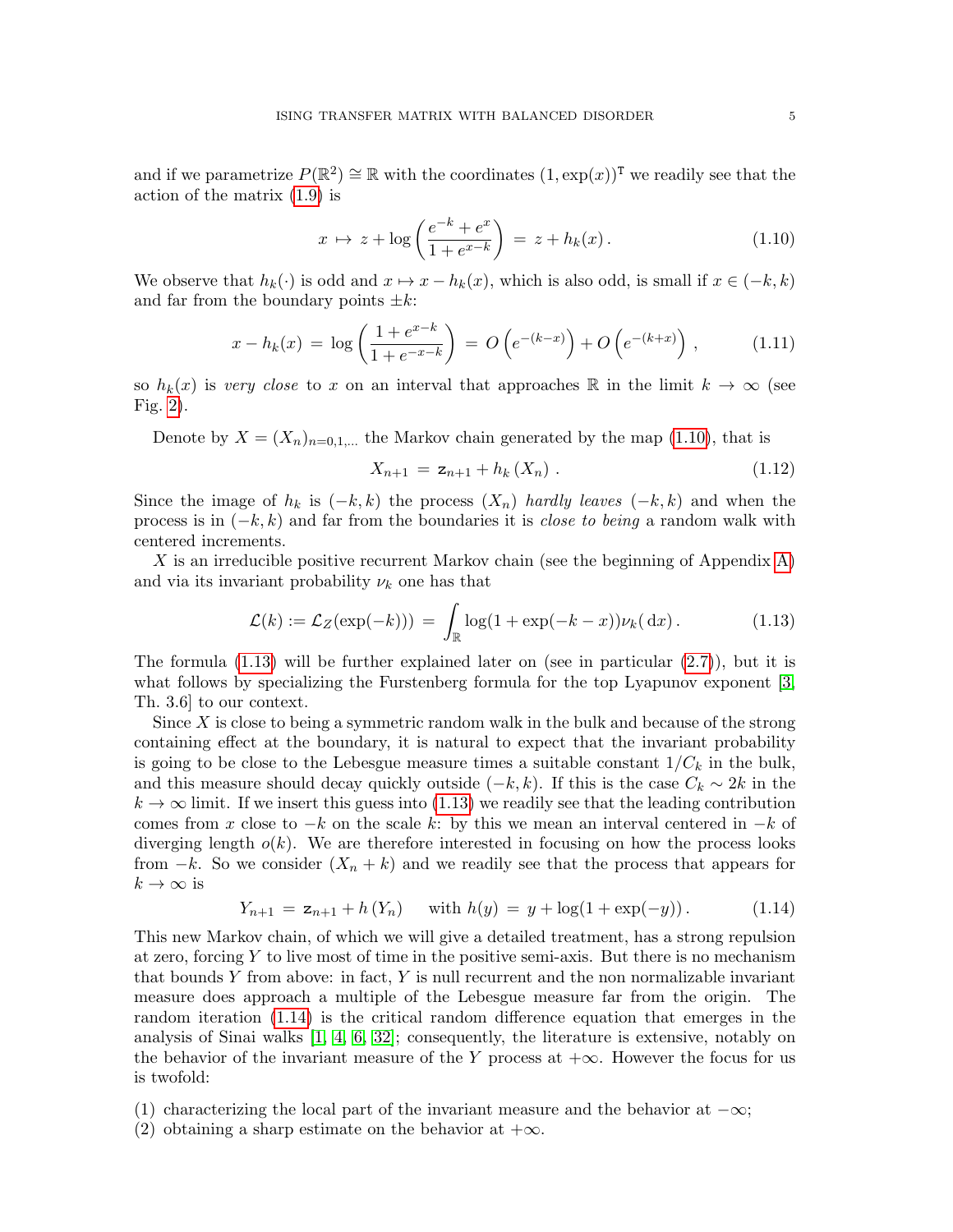and if we parametrize $P(\mathbb{R}^2) \cong \mathbb{R}$ with the coordinates $(1, \exp(x))^\intercal$ we readily see that the action of the matrix (1.9) is

$$x \mapsto z + \log\left(\frac{e^{-k} + e^{x}}{1 + e^{x-k}}\right) = z + h_k(x) . \tag{1.10}$$

We observe that $h_k(\cdot)$ is odd and $x \mapsto x - h_k(x)$, which is also odd, is small if $x \in (-k, k)$ and far from the boundary points $\pm k$:

$$x - h_k(x) = \log\left(\frac{1 + e^{x-k}}{1 + e^{-x-k}}\right) = O\left(e^{-(k-x)}\right) + O\left(e^{-(k+x)}\right) , \tag{1.11}$$

so $h_k(x)$ is *very close* to $x$ on an interval that approaches $\mathbb{R}$ in the limit $k \to \infty$ (see Fig. 2).

Denote by $X = (X_n)_{n=0,1,\ldots}$ the Markov chain generated by the map (1.10), that is

$$X_{n+1} = \mathtt{z}_{n+1} + h_k(X_n) . \tag{1.12}$$

Since the image of $h_k$ is $(-k, k)$ the process $(X_n)$ *hardly leaves* $(-k, k)$ and when the process is in $(-k, k)$ and far from the boundaries it is *close to being* a random walk with centered increments.

$X$ is an irreducible positive recurrent Markov chain (see the beginning of Appendix A) and via its invariant probability $\nu_k$ one has that

$$\mathcal{L}(k) := \mathcal{L}_Z(\exp(-k))) = \int_{\mathbb{R}} \log(1 + \exp(-k - x))\nu_k(\,\mathrm{d}x) . \tag{1.13}$$

The formula (1.13) will be further explained later on (see in particular (2.7)), but it is what follows by specializing the Furstenberg formula for the top Lyapunov exponent [3, Th. 3.6] to our context.

Since $X$ is close to being a symmetric random walk in the bulk and because of the strong containing effect at the boundary, it is natural to expect that the invariant probability is going to be close to the Lebesgue measure times a suitable constant $1/C_k$ in the bulk, and this measure should decay quickly outside $(-k, k)$. If this is the case $C_k \sim 2k$ in the $k \to \infty$ limit. If we insert this guess into (1.13) we readily see that the leading contribution comes from $x$ close to $-k$ on the scale $k$: by this we mean an interval centered in $-k$ of diverging length $o(k)$. We are therefore interested in focusing on how the process looks from $-k$. So we consider $(X_n + k)$ and we readily see that the process that appears for $k \to \infty$ is

$$Y_{n+1} = \mathtt{z}_{n+1} + h(Y_n) \quad \text{ with } h(y) = y + \log(1 + \exp(-y)) . \tag{1.14}$$

This new Markov chain, of which we will give a detailed treatment, has a strong repulsion at zero, forcing $Y$ to live most of time in the positive semi-axis. But there is no mechanism that bounds $Y$ from above: in fact, $Y$ is null recurrent and the non normalizable invariant measure does approach a multiple of the Lebesgue measure far from the origin. The random iteration (1.14) is the critical random difference equation that emerges in the analysis of Sinai walks [1, 4, 6, 32]; consequently, the literature is extensive, notably on the behavior of the invariant measure of the $Y$ process at $+\infty$. However the focus for us is twofold:

(1) characterizing the local part of the invariant measure and the behavior at $-\infty$;
(2) obtaining a sharp estimate on the behavior at $+\infty$.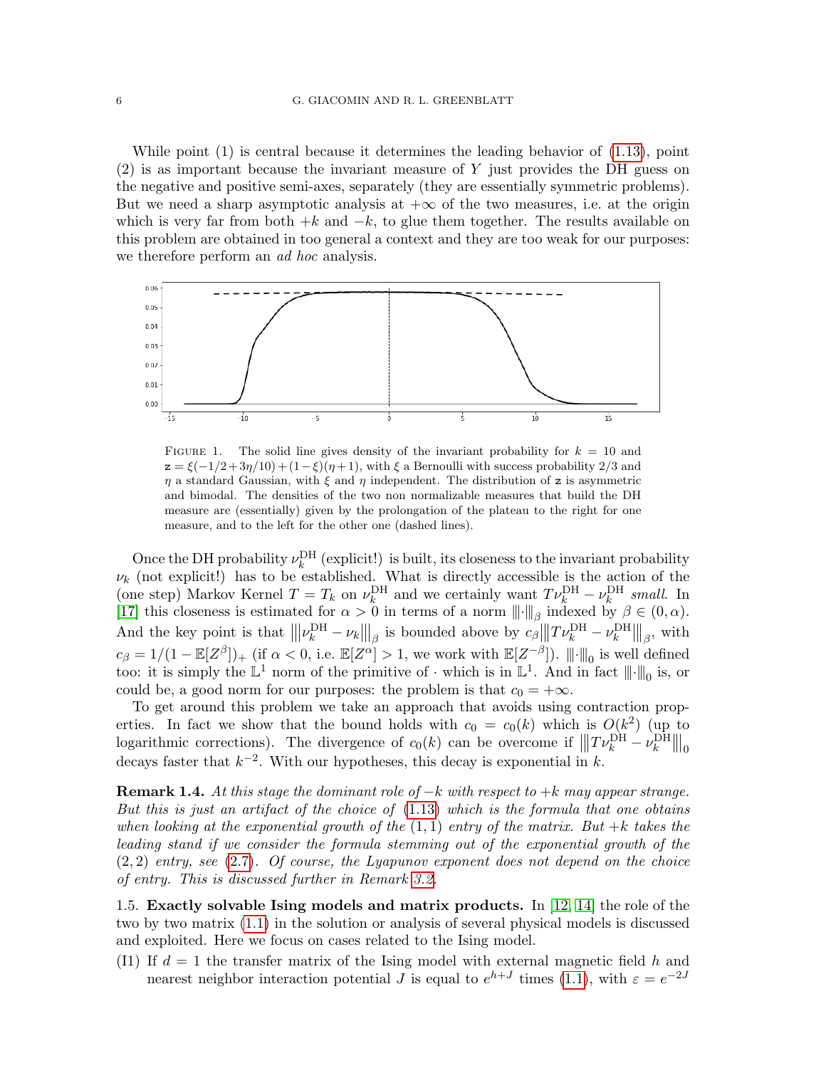While point (1) is central because it determines the leading behavior of (1.13), point (2) is as important because the invariant measure of $Y$ just provides the DH guess on the negative and positive semi-axes, separately (they are essentially symmetric problems). But we need a sharp asymptotic analysis at $+\infty$ of the two measures, i.e. at the origin which is very far from both $+k$ and $-k$, to glue them together. The results available on this problem are obtained in too general a context and they are too weak for our purposes: we therefore perform an *ad hoc* analysis.

FIGURE 1. The solid line gives density of the invariant probability for $k = 10$ and $\mathsf{z} = \xi(-1/2+3\eta/10)+(1-\xi)(\eta+1)$, with $\xi$ a Bernoulli with success probability 2/3 and $\eta$ a standard Gaussian, with $\xi$ and $\eta$ independent. The distribution of $\mathsf{z}$ is asymmetric and bimodal. The densities of the two non normalizable measures that build the DH measure are (essentially) given by the prolongation of the plateau to the right for one measure, and to the left for the other one (dashed lines).

Once the DH probability $\nu_k^{\mathrm{DH}}$ (explicit!) is built, its closeness to the invariant probability $\nu_k$ (not explicit!) has to be established. What is directly accessible is the action of the (one step) Markov Kernel $T = T_k$ on $\nu_k^{\mathrm{DH}}$ and we certainly want $T\nu_k^{\mathrm{DH}} - \nu_k^{\mathrm{DH}}$ *small*. In [17] this closeness is estimated for $\alpha > 0$ in terms of a norm $|||\cdot|||_\beta$ indexed by $\beta \in (0, \alpha)$. And the key point is that $|||\nu_k^{\mathrm{DH}} - \nu_k|||_\beta$ is bounded above by $c_\beta |||T\nu_k^{\mathrm{DH}} - \nu_k^{\mathrm{DH}}|||_\beta$, with $c_\beta = 1/(1-\mathbb{E}[Z^\beta])_+$ (if $\alpha < 0$, i.e. $\mathbb{E}[Z^\alpha] > 1$, we work with $\mathbb{E}[Z^{-\beta}]$). $|||\cdot|||_0$ is well defined too: it is simply the $\mathbb{L}^1$ norm of the primitive of $\cdot$ which is in $\mathbb{L}^1$. And in fact $|||\cdot|||_0$ is, or could be, a good norm for our purposes: the problem is that $c_0 = +\infty$.

To get around this problem we take an approach that avoids using contraction properties. In fact we show that the bound holds with $c_0 = c_0(k)$ which is $O(k^2)$ (up to logarithmic corrections). The divergence of $c_0(k)$ can be overcome if $|||T\nu_k^{\mathrm{DH}} - \nu_k^{\mathrm{DH}}|||_0$ decays faster that $k^{-2}$. With our hypotheses, this decay is exponential in $k$.

**Remark 1.4.** *At this stage the dominant role of $-k$ with respect to $+k$ may appear strange. But this is just an artifact of the choice of (1.13) which is the formula that one obtains when looking at the exponential growth of the $(1,1)$ entry of the matrix. But $+k$ takes the leading stand if we consider the formula stemming out of the exponential growth of the $(2,2)$ entry, see (2.7). Of course, the Lyapunov exponent does not depend on the choice of entry. This is discussed further in Remark 3.2.*

1.5. **Exactly solvable Ising models and matrix products.** In [12, 14] the role of the two by two matrix (1.1) in the solution or analysis of several physical models is discussed and exploited. Here we focus on cases related to the Ising model.

(I1) If $d = 1$ the transfer matrix of the Ising model with external magnetic field $h$ and nearest neighbor interaction potential $J$ is equal to $e^{h+J}$ times (1.1), with $\varepsilon = e^{-2J}$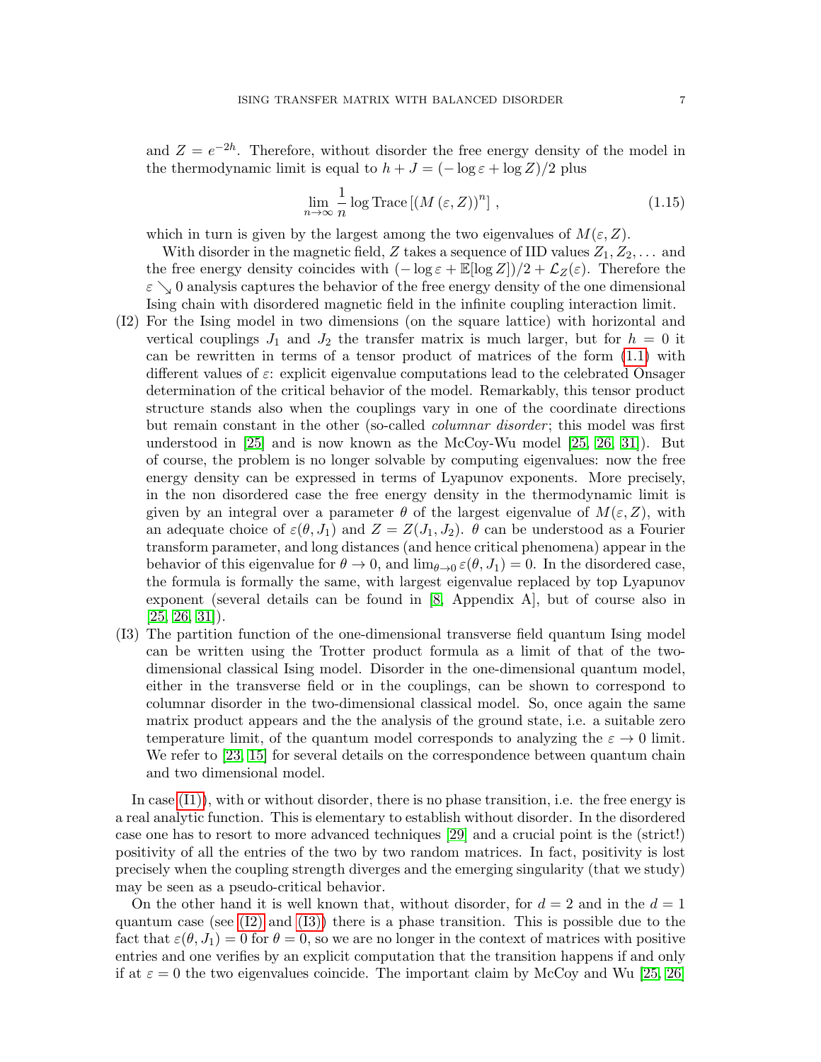and $Z = e^{-2h}$. Therefore, without disorder the free energy density of the model in the thermodynamic limit is equal to $h + J = (-\log \varepsilon + \log Z)/2$ plus

$$\lim_{n\to\infty} \frac{1}{n} \log \text{Trace}\left[ (M(\varepsilon, Z))^n \right], \tag{1.15}$$

which in turn is given by the largest among the two eigenvalues of $M(\varepsilon, Z)$.

With disorder in the magnetic field, $Z$ takes a sequence of IID values $Z_1, Z_2, \dots$ and the free energy density coincides with $(-\log \varepsilon + \mathbb{E}[\log Z])/2 + \mathcal{L}_Z(\varepsilon)$. Therefore the $\varepsilon \searrow 0$ analysis captures the behavior of the free energy density of the one dimensional Ising chain with disordered magnetic field in the infinite coupling interaction limit.

(I2) For the Ising model in two dimensions (on the square lattice) with horizontal and vertical couplings $J_1$ and $J_2$ the transfer matrix is much larger, but for $h = 0$ it can be rewritten in terms of a tensor product of matrices of the form (1.1) with different values of $\varepsilon$: explicit eigenvalue computations lead to the celebrated Onsager determination of the critical behavior of the model. Remarkably, this tensor product structure stands also when the couplings vary in one of the coordinate directions but remain constant in the other (so-called *columnar disorder*; this model was first understood in [25] and is now known as the McCoy-Wu model [25, 26, 31]). But of course, the problem is no longer solvable by computing eigenvalues: now the free energy density can be expressed in terms of Lyapunov exponents. More precisely, in the non disordered case the free energy density in the thermodynamic limit is given by an integral over a parameter $\theta$ of the largest eigenvalue of $M(\varepsilon, Z)$, with an adequate choice of $\varepsilon(\theta, J_1)$ and $Z = Z(J_1, J_2)$. $\theta$ can be understood as a Fourier transform parameter, and long distances (and hence critical phenomena) appear in the behavior of this eigenvalue for $\theta \to 0$, and $\lim_{\theta\to 0} \varepsilon(\theta, J_1) = 0$. In the disordered case, the formula is formally the same, with largest eigenvalue replaced by top Lyapunov exponent (several details can be found in [8, Appendix A], but of course also in [25, 26, 31]).

(I3) The partition function of the one-dimensional transverse field quantum Ising model can be written using the Trotter product formula as a limit of that of the two-dimensional classical Ising model. Disorder in the one-dimensional quantum model, either in the transverse field or in the couplings, can be shown to correspond to columnar disorder in the two-dimensional classical model. So, once again the same matrix product appears and the the analysis of the ground state, i.e. a suitable zero temperature limit, of the quantum model corresponds to analyzing the $\varepsilon \to 0$ limit. We refer to [23, 15] for several details on the correspondence between quantum chain and two dimensional model.

In case (I1)), with or without disorder, there is no phase transition, i.e. the free energy is a real analytic function. This is elementary to establish without disorder. In the disordered case one has to resort to more advanced techniques [29] and a crucial point is the (strict!) positivity of all the entries of the two by two random matrices. In fact, positivity is lost precisely when the coupling strength diverges and the emerging singularity (that we study) may be seen as a pseudo-critical behavior.

On the other hand it is well known that, without disorder, for $d = 2$ and in the $d = 1$ quantum case (see (I2) and (I3)) there is a phase transition. This is possible due to the fact that $\varepsilon(\theta, J_1) = 0$ for $\theta = 0$, so we are no longer in the context of matrices with positive entries and one verifies by an explicit computation that the transition happens if and only if at $\varepsilon = 0$ the two eigenvalues coincide. The important claim by McCoy and Wu [25, 26]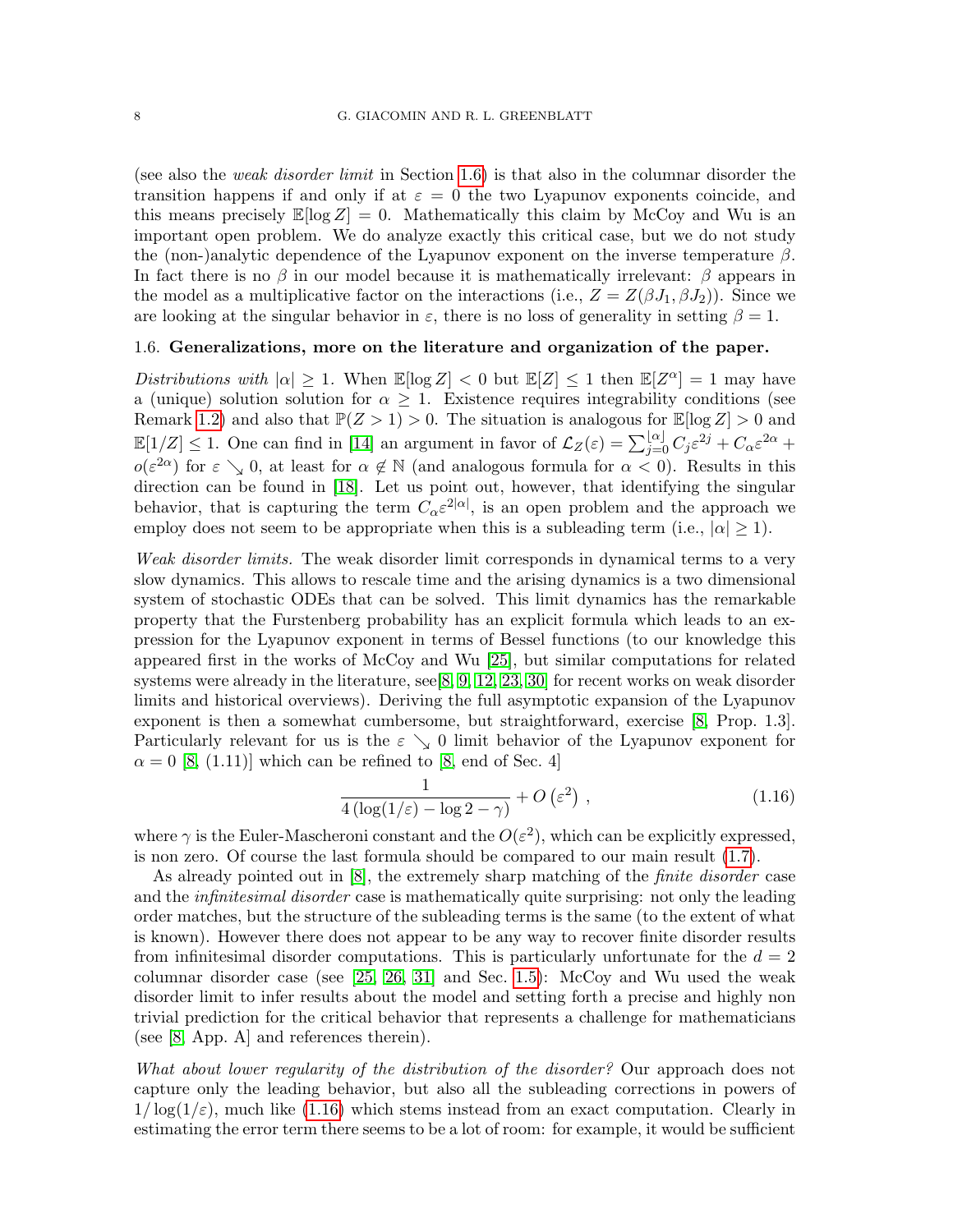(see also the *weak disorder limit* in Section 1.6) is that also in the columnar disorder the transition happens if and only if at $\varepsilon = 0$ the two Lyapunov exponents coincide, and this means precisely $\mathbb{E}[\log Z] = 0$. Mathematically this claim by McCoy and Wu is an important open problem. We do analyze exactly this critical case, but we do not study the (non-)analytic dependence of the Lyapunov exponent on the inverse temperature $\beta$. In fact there is no $\beta$ in our model because it is mathematically irrelevant: $\beta$ appears in the model as a multiplicative factor on the interactions (i.e., $Z = Z(\beta J_1, \beta J_2)$). Since we are looking at the singular behavior in $\varepsilon$, there is no loss of generality in setting $\beta = 1$.

### 1.6. Generalizations, more on the literature and organization of the paper.

*Distributions with $|\alpha| \geq 1$.* When $\mathbb{E}[\log Z] < 0$ but $\mathbb{E}[Z] \leq 1$ then $\mathbb{E}[Z^\alpha] = 1$ may have a (unique) solution solution for $\alpha \geq 1$. Existence requires integrability conditions (see Remark 1.2) and also that $\mathbb{P}(Z > 1) > 0$. The situation is analogous for $\mathbb{E}[\log Z] > 0$ and $\mathbb{E}[1/Z] \leq 1$. One can find in [14] an argument in favor of $\mathcal{L}_Z(\varepsilon) = \sum_{j=0}^{\lfloor \alpha \rfloor} C_j \varepsilon^{2j} + C_\alpha \varepsilon^{2\alpha} + o(\varepsilon^{2\alpha})$ for $\varepsilon \searrow 0$, at least for $\alpha \notin \mathbb{N}$ (and analogous formula for $\alpha < 0$). Results in this direction can be found in [18]. Let us point out, however, that identifying the singular behavior, that is capturing the term $C_\alpha \varepsilon^{2|\alpha|}$, is an open problem and the approach we employ does not seem to be appropriate when this is a subleading term (i.e., $|\alpha| \geq 1$).

*Weak disorder limits.* The weak disorder limit corresponds in dynamical terms to a very slow dynamics. This allows to rescale time and the arising dynamics is a two dimensional system of stochastic ODEs that can be solved. This limit dynamics has the remarkable property that the Furstenberg probability has an explicit formula which leads to an expression for the Lyapunov exponent in terms of Bessel functions (to our knowledge this appeared first in the works of McCoy and Wu [25], but similar computations for related systems were already in the literature, see[8, 9, 12, 23, 30] for recent works on weak disorder limits and historical overviews). Deriving the full asymptotic expansion of the Lyapunov exponent is then a somewhat cumbersome, but straightforward, exercise [8, Prop. 1.3]. Particularly relevant for us is the $\varepsilon \searrow 0$ limit behavior of the Lyapunov exponent for $\alpha = 0$ [8, (1.11)] which can be refined to [8, end of Sec. 4]

$$\frac{1}{4\left(\log(1/\varepsilon) - \log 2 - \gamma\right)} + O\left(\varepsilon^2\right), \tag{1.16}$$

where $\gamma$ is the Euler-Mascheroni constant and the $O(\varepsilon^2)$, which can be explicitly expressed, is non zero. Of course the last formula should be compared to our main result (1.7).

As already pointed out in [8], the extremely sharp matching of the *finite disorder* case and the *infinitesimal disorder* case is mathematically quite surprising: not only the leading order matches, but the structure of the subleading terms is the same (to the extent of what is known). However there does not appear to be any way to recover finite disorder results from infinitesimal disorder computations. This is particularly unfortunate for the $d = 2$ columnar disorder case (see [25, 26, 31] and Sec. 1.5): McCoy and Wu used the weak disorder limit to infer results about the model and setting forth a precise and highly non trivial prediction for the critical behavior that represents a challenge for mathematicians (see [8, App. A] and references therein).

*What about lower regularity of the distribution of the disorder?* Our approach does not capture only the leading behavior, but also all the subleading corrections in powers of $1/\log(1/\varepsilon)$, much like (1.16) which stems instead from an exact computation. Clearly in estimating the error term there seems to be a lot of room: for example, it would be sufficient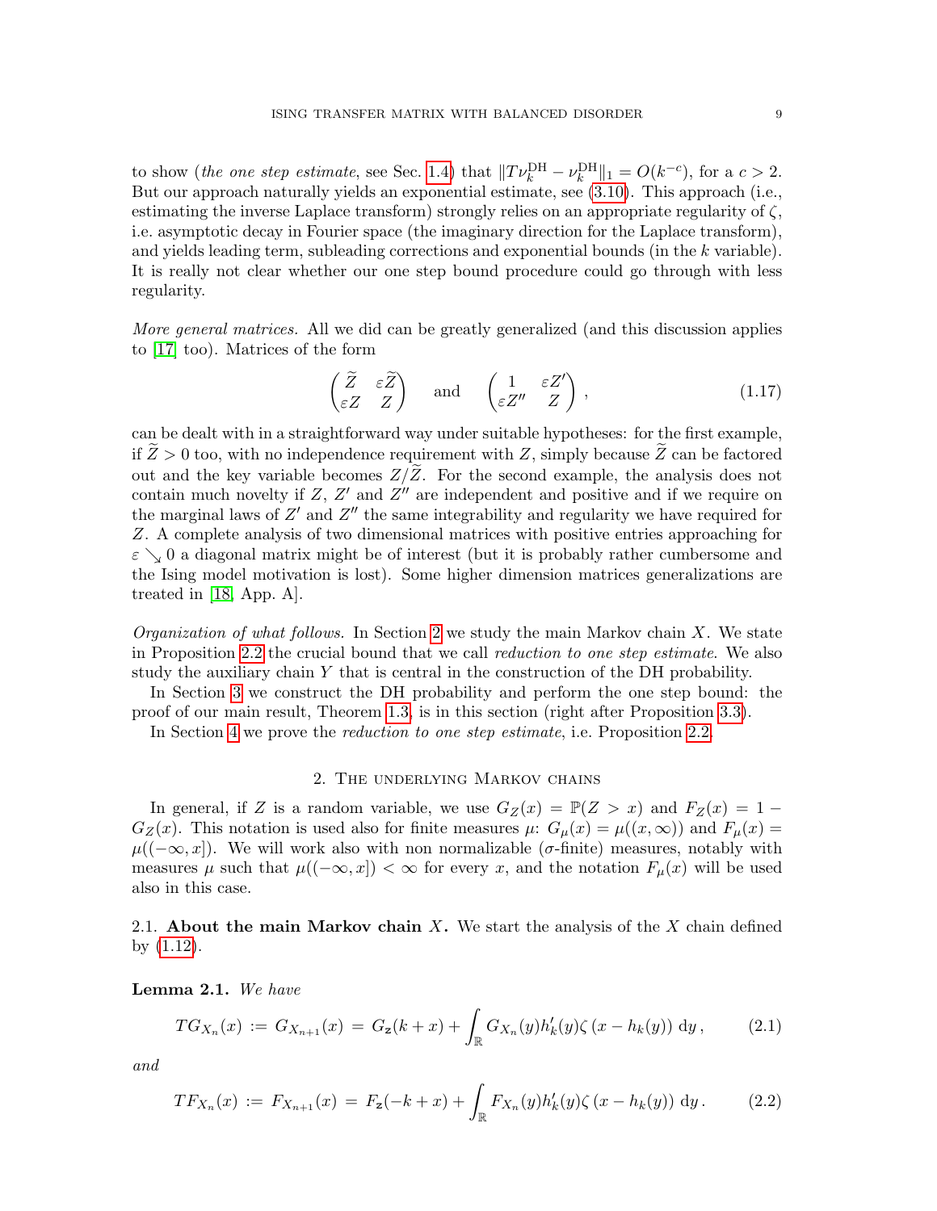to show (*the one step estimate*, see Sec. 1.4) that $\|T\nu_k^{\mathrm{DH}} - \nu_k^{\mathrm{DH}}\|_1 = O(k^{-c})$, for a $c > 2$. But our approach naturally yields an exponential estimate, see (3.10). This approach (i.e., estimating the inverse Laplace transform) strongly relies on an appropriate regularity of $\zeta$, i.e. asymptotic decay in Fourier space (the imaginary direction for the Laplace transform), and yields leading term, subleading corrections and exponential bounds (in the $k$ variable). It is really not clear whether our one step bound procedure could go through with less regularity.

*More general matrices.* All we did can be greatly generalized (and this discussion applies to [17] too). Matrices of the form

$$\begin{pmatrix} \widetilde{Z} & \varepsilon \widetilde{Z} \\ \varepsilon Z & Z \end{pmatrix} \quad \text{and} \quad \begin{pmatrix} 1 & \varepsilon Z' \\ \varepsilon Z'' & Z \end{pmatrix}, \tag{1.17}$$

can be dealt with in a straightforward way under suitable hypotheses: for the first example, if $\widetilde{Z} > 0$ too, with no independence requirement with $Z$, simply because $\widetilde{Z}$ can be factored out and the key variable becomes $Z/\widetilde{Z}$. For the second example, the analysis does not contain much novelty if $Z$, $Z'$ and $Z''$ are independent and positive and if we require on the marginal laws of $Z'$ and $Z''$ the same integrability and regularity we have required for $Z$. A complete analysis of two dimensional matrices with positive entries approaching for $\varepsilon \searrow 0$ a diagonal matrix might be of interest (but it is probably rather cumbersome and the Ising model motivation is lost). Some higher dimension matrices generalizations are treated in [18, App. A].

*Organization of what follows.* In Section 2 we study the main Markov chain $X$. We state in Proposition 2.2 the crucial bound that we call *reduction to one step estimate*. We also study the auxiliary chain $Y$ that is central in the construction of the DH probability.

In Section 3 we construct the DH probability and perform the one step bound: the proof of our main result, Theorem 1.3, is in this section (right after Proposition 3.3).

In Section 4 we prove the *reduction to one step estimate*, i.e. Proposition 2.2.

## 2. The underlying Markov chains

In general, if $Z$ is a random variable, we use $G_Z(x) = \mathbb{P}(Z > x)$ and $F_Z(x) = 1 - G_Z(x)$. This notation is used also for finite measures $\mu$: $G_\mu(x) = \mu((x, \infty))$ and $F_\mu(x) = \mu((-\infty, x])$. We will work also with non normalizable ($\sigma$-finite) measures, notably with measures $\mu$ such that $\mu((-\infty, x]) < \infty$ for every $x$, and the notation $F_\mu(x)$ will be used also in this case.

### 2.1. About the main Markov chain $X$.

We start the analysis of the $X$ chain defined by (1.12).

**Lemma 2.1.** *We have*

$$TG_{X_n}(x) := G_{X_{n+1}}(x) = G_{\mathbf{z}}(k + x) + \int_{\mathbb{R}} G_{X_n}(y) h_k'(y) \zeta\left(x - h_k(y)\right) \mathrm{d}y, \tag{2.1}$$

*and*

$$TF_{X_n}(x) := F_{X_{n+1}}(x) = F_{\mathbf{z}}(-k + x) + \int_{\mathbb{R}} F_{X_n}(y) h_k'(y) \zeta\left(x - h_k(y)\right) \mathrm{d}y. \tag{2.2}$$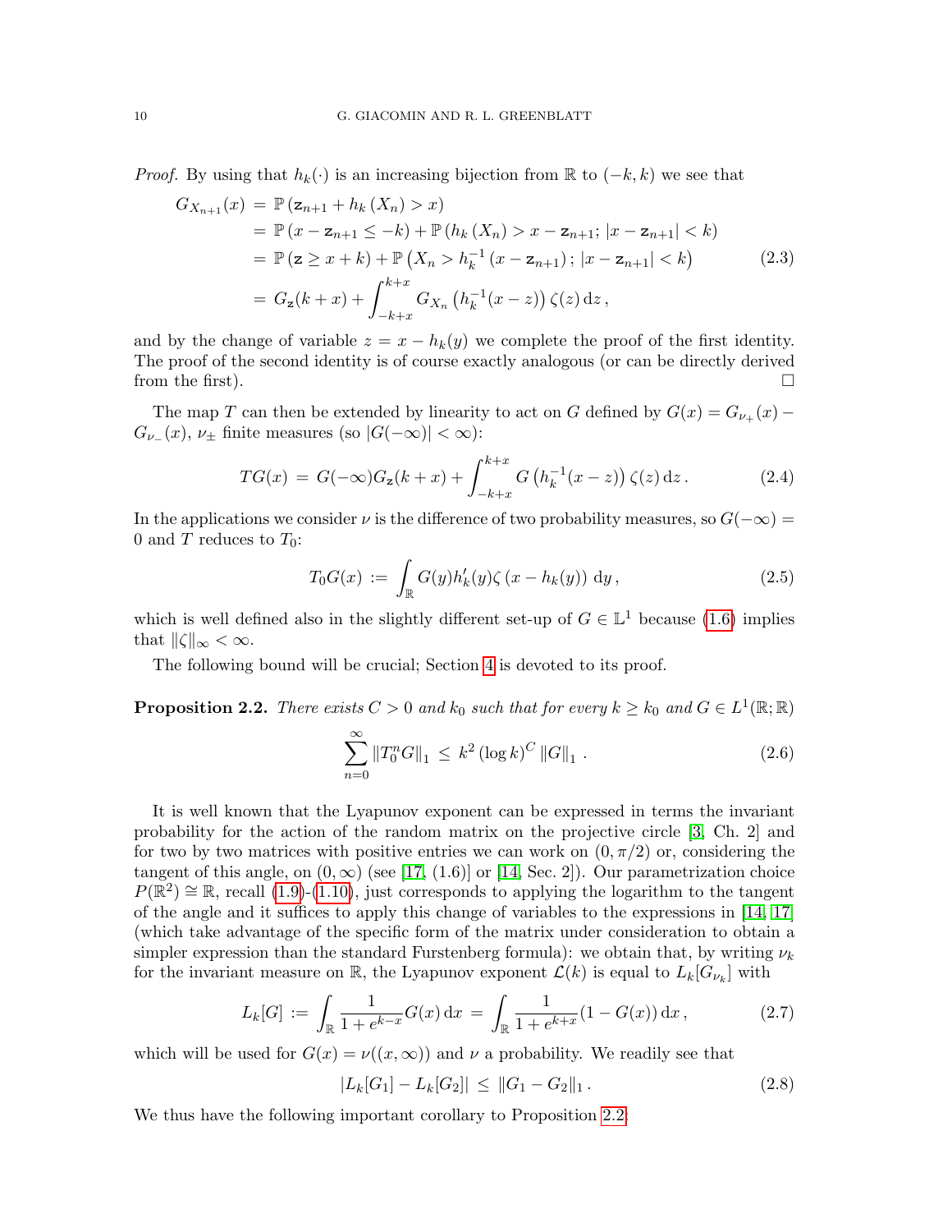*Proof.* By using that $h_k(\cdot)$ is an increasing bijection from $\mathbb{R}$ to $(-k,k)$ we see that

$$
\begin{aligned}
G_{X_{n+1}}(x) &= \mathbb{P}\left(\mathtt{z}_{n+1}+h_k\left(X_n\right)>x\right) \\
&= \mathbb{P}\left(x-\mathtt{z}_{n+1}\leq -k\right)+\mathbb{P}\left(h_k\left(X_n\right)>x-\mathtt{z}_{n+1};\, |x-\mathtt{z}_{n+1}|<k\right) \\
&= \mathbb{P}\left(\mathtt{z}\geq x+k\right)+\mathbb{P}\left(X_n>h_k^{-1}\left(x-\mathtt{z}_{n+1}\right);\, |x-\mathtt{z}_{n+1}|<k\right) \\
&= G_{\mathtt{z}}(k+x)+\int_{-k+x}^{k+x} G_{X_n}\left(h_k^{-1}(x-z)\right)\zeta(z)\,\mathrm{d}z\,,
\end{aligned}
\tag{2.3}
$$

and by the change of variable $z=x-h_k(y)$ we complete the proof of the first identity. The proof of the second identity is of course exactly analogous (or can be directly derived from the first). $\square$

The map $T$ can then be extended by linearity to act on $G$ defined by $G(x)=G_{\nu_+}(x)-G_{\nu_-}(x)$, $\nu_\pm$ finite measures (so $|G(-\infty)|<\infty$):

$$
TG(x) \,=\, G(-\infty)G_{\mathtt{z}}(k+x)+\int_{-k+x}^{k+x} G\left(h_k^{-1}(x-z)\right)\zeta(z)\,\mathrm{d}z\,. \tag{2.4}
$$

In the applications we consider $\nu$ is the difference of two probability measures, so $G(-\infty)=0$ and $T$ reduces to $T_0$:

$$
T_0G(x) \,:=\, \int_{\mathbb{R}} G(y)h_k'(y)\zeta\left(x-h_k(y)\right)\,\mathrm{d}y\,, \tag{2.5}
$$

which is well defined also in the slightly different set-up of $G\in\mathbb{L}^1$ because (1.6) implies that $\|\zeta\|_\infty<\infty$.

The following bound will be crucial; Section 4 is devoted to its proof.

**Proposition 2.2.** *There exists $C>0$ and $k_0$ such that for every $k\geq k_0$ and $G\in L^1(\mathbb{R};\mathbb{R})$*

$$
\sum_{n=0}^{\infty}\left\|T_0^nG\right\|_1 \,\leq\, k^2\left(\log k\right)^C\left\|G\right\|_1\,. \tag{2.6}
$$

It is well known that the Lyapunov exponent can be expressed in terms the invariant probability for the action of the random matrix on the projective circle [3, Ch. 2] and for two by two matrices with positive entries we can work on $(0,\pi/2)$ or, considering the tangent of this angle, on $(0,\infty)$ (see [17, (1.6)] or [14, Sec. 2]). Our parametrization choice $P(\mathbb{R}^2)\cong\mathbb{R}$, recall (1.9)-(1.10), just corresponds to applying the logarithm to the tangent of the angle and it suffices to apply this change of variables to the expressions in [14, 17] (which take advantage of the specific form of the matrix under consideration to obtain a simpler expression than the standard Furstenberg formula): we obtain that, by writing $\nu_k$ for the invariant measure on $\mathbb{R}$, the Lyapunov exponent $\mathcal{L}(k)$ is equal to $L_k[G_{\nu_k}]$ with

$$
L_k[G] \,:=\, \int_{\mathbb{R}}\frac{1}{1+e^{k-x}}G(x)\,\mathrm{d}x \,=\, \int_{\mathbb{R}}\frac{1}{1+e^{k+x}}(1-G(x))\,\mathrm{d}x\,, \tag{2.7}
$$

which will be used for $G(x)=\nu((x,\infty))$ and $\nu$ a probability. We readily see that

$$
|L_k[G_1]-L_k[G_2]| \,\leq\, \|G_1-G_2\|_1\,. \tag{2.8}
$$

We thus have the following important corollary to Proposition 2.2: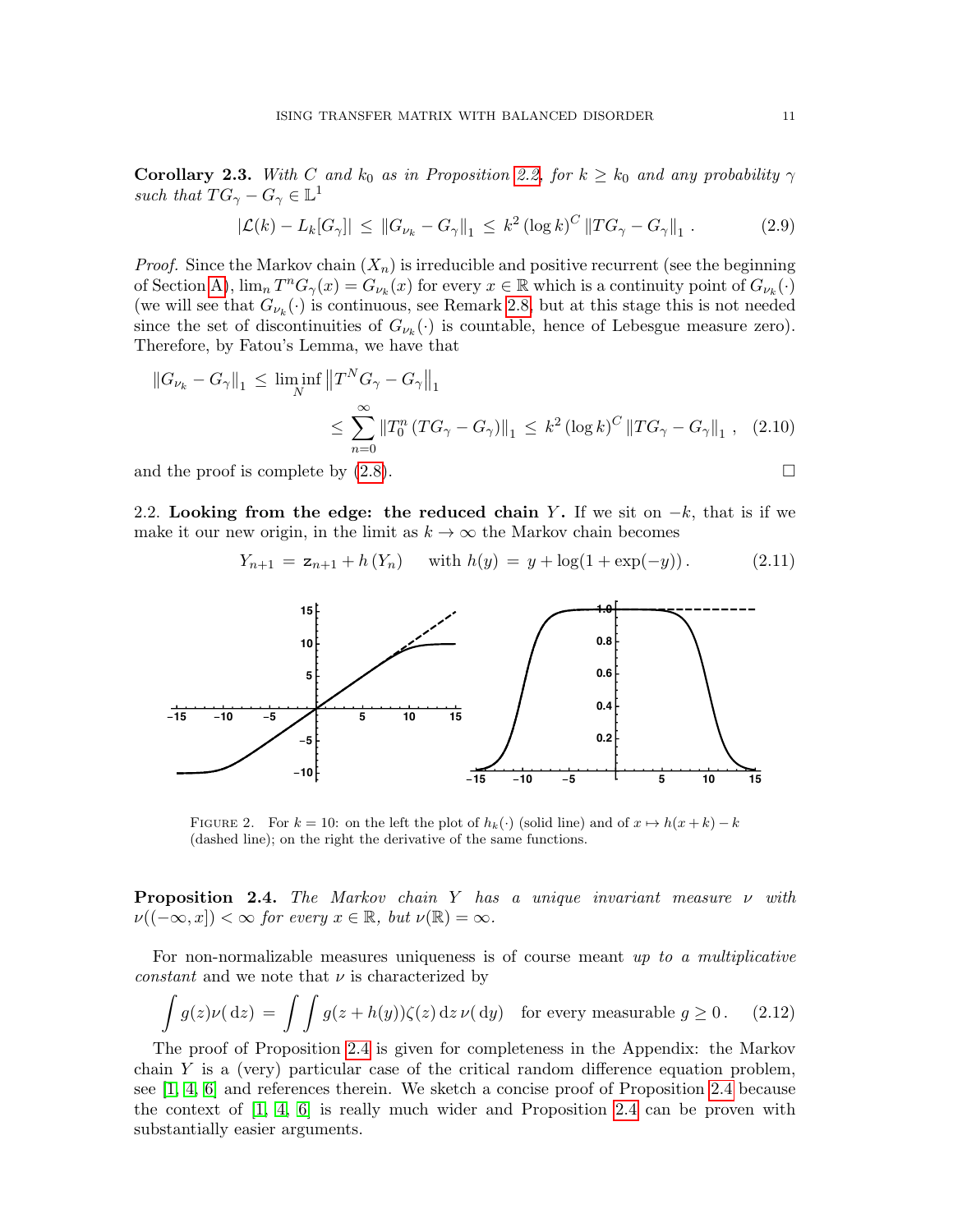**Corollary 2.3.** *With $C$ and $k_0$ as in Proposition 2.2, for $k \ge k_0$ and any probability $\gamma$ such that $TG_\gamma - G_\gamma \in \mathbb{L}^1$*

$$
|\mathcal{L}(k) - L_k[G_\gamma]| \le \left\| G_{\nu_k} - G_\gamma \right\|_1 \le k^2 (\log k)^C \left\| TG_\gamma - G_\gamma \right\|_1 . \tag{2.9}
$$

*Proof.* Since the Markov chain $(X_n)$ is irreducible and positive recurrent (see the beginning of Section A), $\lim_n T^n G_\gamma(x) = G_{\nu_k}(x)$ for every $x \in \mathbb{R}$ which is a continuity point of $G_{\nu_k}(\cdot)$ (we will see that $G_{\nu_k}(\cdot)$ is continuous, see Remark 2.8, but at this stage this is not needed since the set of discontinuities of $G_{\nu_k}(\cdot)$ is countable, hence of Lebesgue measure zero). Therefore, by Fatou's Lemma, we have that

$$
\begin{aligned}
\left\| G_{\nu_k} - G_\gamma \right\|_1 &\le \liminf_N \left\| T^N G_\gamma - G_\gamma \right\|_1 \\
&\le \sum_{n=0}^{\infty} \left\| T_0^n \left( TG_\gamma - G_\gamma \right) \right\|_1 \le k^2 (\log k)^C \left\| TG_\gamma - G_\gamma \right\|_1 ,
\end{aligned} \tag{2.10}
$$

and the proof is complete by (2.8). □

2.2. **Looking from the edge: the reduced chain $Y$.** If we sit on $-k$, that is if we make it our new origin, in the limit as $k \to \infty$ the Markov chain becomes

$$
Y_{n+1} = \mathbf{z}_{n+1} + h(Y_n) \quad \text{with } h(y) = y + \log(1 + \exp(-y)) . \tag{2.11}
$$

FIGURE 2. For $k = 10$: on the left the plot of $h_k(\cdot)$ (solid line) and of $x \mapsto h(x+k) - k$ (dashed line); on the right the derivative of the same functions.

**Proposition 2.4.** *The Markov chain $Y$ has a unique invariant measure $\nu$ with $\nu((-\infty, x]) < \infty$ for every $x \in \mathbb{R}$, but $\nu(\mathbb{R}) = \infty$.*

For non-normalizable measures uniqueness is of course meant *up to a multiplicative constant* and we note that $\nu$ is characterized by

$$
\int g(z) \nu(\mathrm{d}z) = \int \int g(z + h(y)) \zeta(z) \, \mathrm{d}z \, \nu(\mathrm{d}y) \quad \text{for every measurable } g \ge 0 . \tag{2.12}
$$

The proof of Proposition 2.4 is given for completeness in the Appendix: the Markov chain $Y$ is a (very) particular case of the critical random difference equation problem, see [1, 4, 6] and references therein. We sketch a concise proof of Proposition 2.4 because the context of [1, 4, 6] is really much wider and Proposition 2.4 can be proven with substantially easier arguments.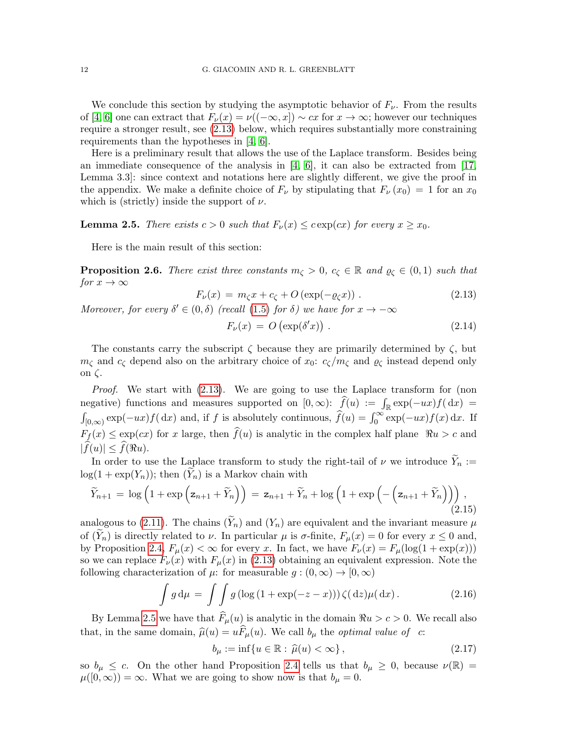We conclude this section by studying the asymptotic behavior of $F_\nu$. From the results of [4, 6] one can extract that $F_\nu(x) = \nu((-\infty, x]) \sim cx$ for $x \to \infty$; however our techniques require a stronger result, see (2.13) below, which requires substantially more constraining requirements than the hypotheses in [4, 6].

Here is a preliminary result that allows the use of the Laplace transform. Besides being an immediate consequence of the analysis in [4, 6], it can also be extracted from [17, Lemma 3.3]: since context and notations here are slightly different, we give the proof in the appendix. We make a definite choice of $F_\nu$ by stipulating that $F_\nu(x_0) = 1$ for an $x_0$ which is (strictly) inside the support of $\nu$.

**Lemma 2.5.** *There exists $c > 0$ such that $F_\nu(x) \le c \exp(cx)$ for every $x \ge x_0$.*

Here is the main result of this section:

**Proposition 2.6.** *There exist three constants $m_\zeta > 0$, $c_\zeta \in \mathbb{R}$ and $\varrho_\zeta \in (0,1)$ such that for $x \to \infty$*

$$F_\nu(x) \,=\, m_\zeta x + c_\zeta + O\left(\exp(-\varrho_\zeta x)\right) . \tag{2.13}$$

*Moreover, for every $\delta' \in (0, \delta)$ (recall (1.5) for $\delta$) we have for $x \to -\infty$*

$$F_\nu(x) \,=\, O\left(\exp(\delta' x)\right) . \tag{2.14}$$

The constants carry the subscript $\zeta$ because they are primarily determined by $\zeta$, but $m_\zeta$ and $c_\zeta$ depend also on the arbitrary choice of $x_0$: $c_\zeta/m_\zeta$ and $\varrho_\zeta$ instead depend only on $\zeta$.

*Proof.* We start with (2.13). We are going to use the Laplace transform for (non negative) functions and measures supported on $[0,\infty)$: $\widehat{f}(u) := \int_{\mathbb{R}} \exp(-ux) f(\mathrm{d}x) = \int_{[0,\infty)} \exp(-ux) f(\mathrm{d}x)$ and, if $f$ is absolutely continuous, $\widehat{f}(u) = \int_0^\infty \exp(-ux) f(x)\,\mathrm{d}x$. If $F_f(x) \le \exp(cx)$ for $x$ large, then $\widehat{f}(u)$ is analytic in the complex half plane $\Re u > c$ and $|\widehat{f}(u)| \le \widehat{f}(\Re u)$.

In order to use the Laplace transform to study the right-tail of $\nu$ we introduce $\widetilde{Y}_n := \log(1 + \exp(Y_n))$; then $(\widetilde{Y}_n)$ is a Markov chain with

$$\widetilde{Y}_{n+1} \,=\, \log\left(1 + \exp\left(\mathtt{z}_{n+1} + \widetilde{Y}_n\right)\right) \,=\, \mathtt{z}_{n+1} + \widetilde{Y}_n + \log\left(1 + \exp\left(-\left(\mathtt{z}_{n+1} + \widetilde{Y}_n\right)\right)\right) , \tag{2.15}$$

analogous to (2.11). The chains $(\widetilde{Y}_n)$ and $(Y_n)$ are equivalent and the invariant measure $\mu$ of $(\widetilde{Y}_n)$ is directly related to $\nu$. In particular $\mu$ is $\sigma$-finite, $F_\mu(x) = 0$ for every $x \le 0$ and, by Proposition 2.4, $F_\mu(x) < \infty$ for every $x$. In fact, we have $F_\nu(x) = F_\mu(\log(1 + \exp(x)))$ so we can replace $F_\nu(x)$ with $F_\mu(x)$ in (2.13) obtaining an equivalent expression. Note the following characterization of $\mu$: for measurable $g : (0,\infty) \to [0,\infty)$

$$\int g \,\mathrm{d}\mu \,=\, \int \int g\left(\log\left(1 + \exp(-z - x)\right)\right) \zeta(\mathrm{d}z) \mu(\mathrm{d}x) . \tag{2.16}$$

By Lemma 2.5 we have that $\widehat{F}_\mu(u)$ is analytic in the domain $\Re u > c > 0$. We recall also that, in the same domain, $\widehat{\mu}(u) = u \widehat{F}_\mu(u)$. We call $b_\mu$ the *optimal value of* $c$:

$$b_\mu := \inf\{u \in \mathbb{R} : \widehat{\mu}(u) < \infty\} , \tag{2.17}$$

so $b_\mu \le c$. On the other hand Proposition 2.4 tells us that $b_\mu \ge 0$, because $\nu(\mathbb{R}) = \mu([0,\infty)) = \infty$. What we are going to show now is that $b_\mu = 0$.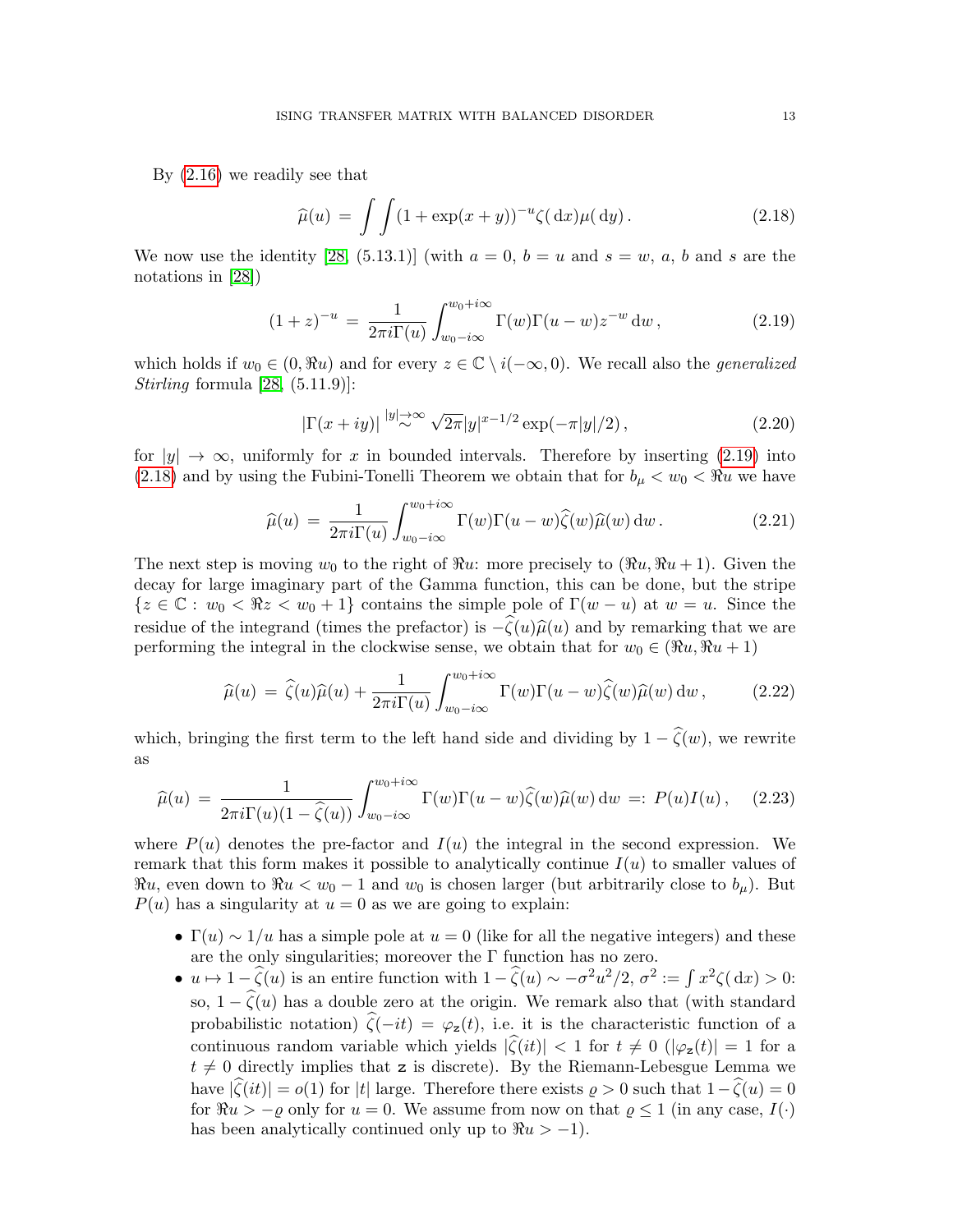By (2.16) we readily see that

$$\widehat{\mu}(u) \,=\, \int\int (1+\exp(x+y))^{-u}\zeta(\,\mathrm{d}x)\mu(\,\mathrm{d}y)\,. \tag{2.18}$$

We now use the identity [28, (5.13.1)] (with $a=0$, $b=u$ and $s=w$, $a$, $b$ and $s$ are the notations in [28])

$$(1+z)^{-u} \,=\, \frac{1}{2\pi i\Gamma(u)}\int_{w_0-i\infty}^{w_0+i\infty} \Gamma(w)\Gamma(u-w)z^{-w}\,\mathrm{d}w\,, \tag{2.19}$$

which holds if $w_0 \in (0, \Re u)$ and for every $z \in \mathbb{C}\setminus i(-\infty,0)$. We recall also the *generalized Stirling* formula [28, (5.11.9)]:

$$|\Gamma(x+iy)| \stackrel{|y|\to\infty}{\sim} \sqrt{2\pi}|y|^{x-1/2}\exp(-\pi|y|/2)\,, \tag{2.20}$$

for $|y|\to\infty$, uniformly for $x$ in bounded intervals. Therefore by inserting (2.19) into (2.18) and by using the Fubini-Tonelli Theorem we obtain that for $b_\mu < w_0 < \Re u$ we have

$$\widehat{\mu}(u) \,=\, \frac{1}{2\pi i\Gamma(u)}\int_{w_0-i\infty}^{w_0+i\infty} \Gamma(w)\Gamma(u-w)\widehat{\zeta}(w)\widehat{\mu}(w)\,\mathrm{d}w\,. \tag{2.21}$$

The next step is moving $w_0$ to the right of $\Re u$: more precisely to $(\Re u, \Re u+1)$. Given the decay for large imaginary part of the Gamma function, this can be done, but the stripe $\{z\in\mathbb{C}:\, w_0<\Re z<w_0+1\}$ contains the simple pole of $\Gamma(w-u)$ at $w=u$. Since the residue of the integrand (times the prefactor) is $-\widehat{\zeta}(u)\widehat{\mu}(u)$ and by remarking that we are performing the integral in the clockwise sense, we obtain that for $w_0 \in (\Re u, \Re u+1)$

$$\widehat{\mu}(u) \,=\, \widehat{\zeta}(u)\widehat{\mu}(u) + \frac{1}{2\pi i\Gamma(u)}\int_{w_0-i\infty}^{w_0+i\infty} \Gamma(w)\Gamma(u-w)\widehat{\zeta}(w)\widehat{\mu}(w)\,\mathrm{d}w\,, \tag{2.22}$$

which, bringing the first term to the left hand side and dividing by $1-\widehat{\zeta}(w)$, we rewrite as

$$\widehat{\mu}(u) \,=\, \frac{1}{2\pi i\Gamma(u)(1-\widehat{\zeta}(u))}\int_{w_0-i\infty}^{w_0+i\infty} \Gamma(w)\Gamma(u-w)\widehat{\zeta}(w)\widehat{\mu}(w)\,\mathrm{d}w \,=:\, P(u)I(u)\,, \tag{2.23}$$

where $P(u)$ denotes the pre-factor and $I(u)$ the integral in the second expression. We remark that this form makes it possible to analytically continue $I(u)$ to smaller values of $\Re u$, even down to $\Re u < w_0 - 1$ and $w_0$ is chosen larger (but arbitrarily close to $b_\mu$). But $P(u)$ has a singularity at $u=0$ as we are going to explain:

- $\Gamma(u)\sim 1/u$ has a simple pole at $u=0$ (like for all the negative integers) and these are the only singularities; moreover the $\Gamma$ function has no zero.
- $u\mapsto 1-\widehat{\zeta}(u)$ is an entire function with $1-\widehat{\zeta}(u)\sim -\sigma^2u^2/2$, $\sigma^2 := \int x^2\zeta(\,\mathrm{d}x)>0$: so, $1-\widehat{\zeta}(u)$ has a double zero at the origin. We remark also that (with standard probabilistic notation) $\widehat{\zeta}(-it)=\varphi_{\mathtt{z}}(t)$, i.e. it is the characteristic function of a continuous random variable which yields $|\widehat{\zeta}(it)|<1$ for $t\neq 0$ ($|\varphi_{\mathtt{z}}(t)|=1$ for a $t\neq 0$ directly implies that $\mathtt{z}$ is discrete). By the Riemann-Lebesgue Lemma we have $|\widehat{\zeta}(it)|=o(1)$ for $|t|$ large. Therefore there exists $\varrho>0$ such that $1-\widehat{\zeta}(u)=0$ for $\Re u>-\varrho$ only for $u=0$. We assume from now on that $\varrho\le 1$ (in any case, $I(\cdot)$ has been analytically continued only up to $\Re u>-1$).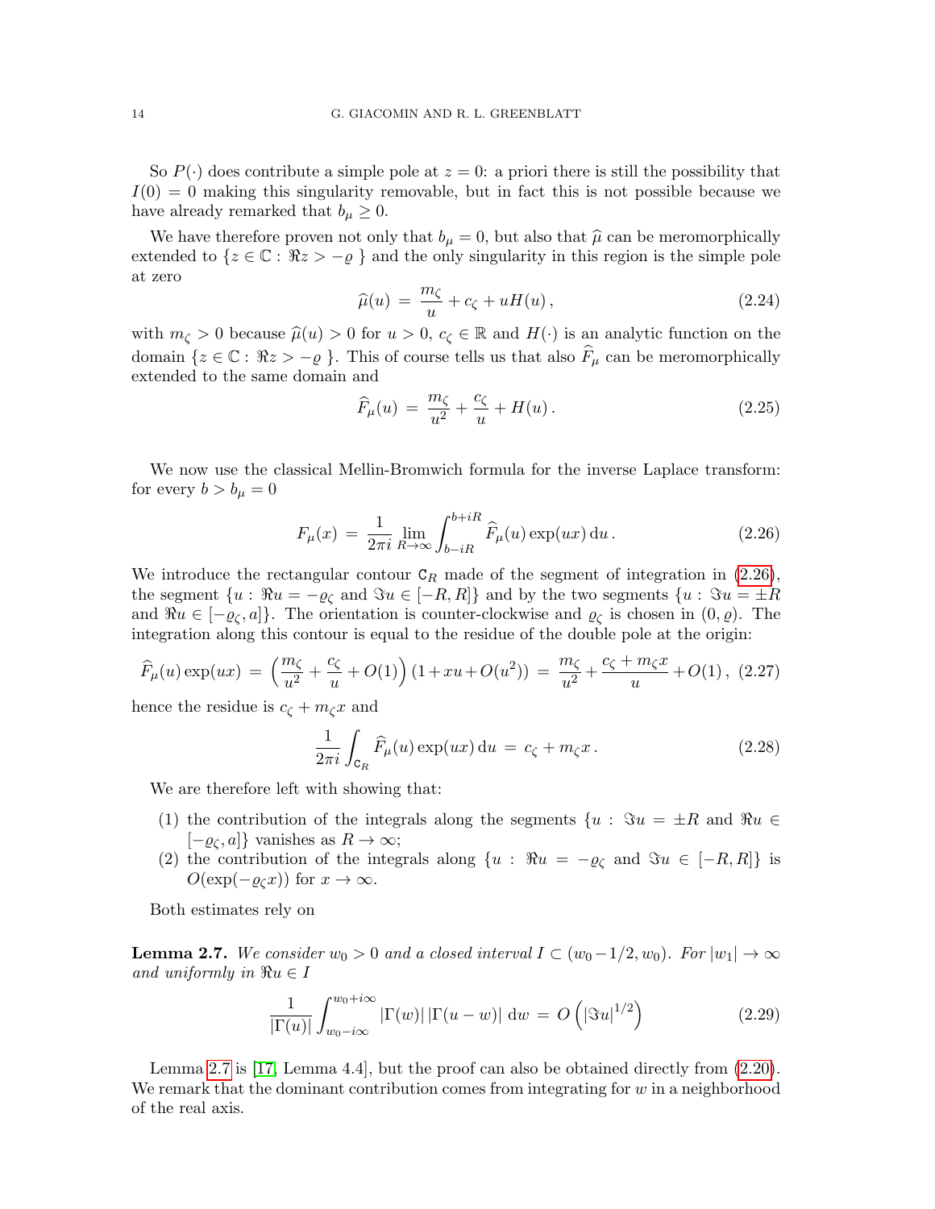So $P(\cdot)$ does contribute a simple pole at $z = 0$: a priori there is still the possibility that $I(0) = 0$ making this singularity removable, but in fact this is not possible because we have already remarked that $b_\mu \geq 0$.

We have therefore proven not only that $b_\mu = 0$, but also that $\widehat{\mu}$ can be meromorphically extended to $\{z \in \mathbb{C} : \Re z > -\varrho\}$ and the only singularity in this region is the simple pole at zero

$$\widehat{\mu}(u) = \frac{m_\zeta}{u} + c_\zeta + uH(u), \tag{2.24}$$

with $m_\zeta > 0$ because $\widehat{\mu}(u) > 0$ for $u > 0$, $c_\zeta \in \mathbb{R}$ and $H(\cdot)$ is an analytic function on the domain $\{z \in \mathbb{C} : \Re z > -\varrho\}$. This of course tells us that also $\widehat{F}_\mu$ can be meromorphically extended to the same domain and

$$\widehat{F}_\mu(u) = \frac{m_\zeta}{u^2} + \frac{c_\zeta}{u} + H(u). \tag{2.25}$$

We now use the classical Mellin-Bromwich formula for the inverse Laplace transform: for every $b > b_\mu = 0$

$$F_\mu(x) = \frac{1}{2\pi i} \lim_{R \to \infty} \int_{b-iR}^{b+iR} \widehat{F}_\mu(u) \exp(ux)\, \mathrm{d}u. \tag{2.26}$$

We introduce the rectangular contour $\mathtt{C}_R$ made of the segment of integration in (2.26), the segment $\{u : \Re u = -\varrho_\zeta$ and $\Im u \in [-R, R]\}$ and by the two segments $\{u : \Im u = \pm R$ and $\Re u \in [-\varrho_\zeta, a]\}$. The orientation is counter-clockwise and $\varrho_\zeta$ is chosen in $(0, \varrho)$. The integration along this contour is equal to the residue of the double pole at the origin:

$$\widehat{F}_\mu(u) \exp(ux) = \left(\frac{m_\zeta}{u^2} + \frac{c_\zeta}{u} + O(1)\right)(1 + xu + O(u^2)) = \frac{m_\zeta}{u^2} + \frac{c_\zeta + m_\zeta x}{u} + O(1), \tag{2.27}$$

hence the residue is $c_\zeta + m_\zeta x$ and

$$\frac{1}{2\pi i} \int_{\mathtt{C}_R} \widehat{F}_\mu(u) \exp(ux)\, \mathrm{d}u = c_\zeta + m_\zeta x. \tag{2.28}$$

We are therefore left with showing that:

1. the contribution of the integrals along the segments $\{u : \Im u = \pm R$ and $\Re u \in [-\varrho_\zeta, a]\}$ vanishes as $R \to \infty$;
2. the contribution of the integrals along $\{u : \Re u = -\varrho_\zeta$ and $\Im u \in [-R, R]\}$ is $O(\exp(-\varrho_\zeta x))$ for $x \to \infty$.

Both estimates rely on

**Lemma 2.7.** *We consider $w_0 > 0$ and a closed interval $I \subset (w_0 - 1/2, w_0)$. For $|w_1| \to \infty$ and uniformly in $\Re u \in I$*

$$\frac{1}{|\Gamma(u)|} \int_{w_0 - i\infty}^{w_0 + i\infty} |\Gamma(w)|\, |\Gamma(u - w)|\, \mathrm{d}w = O\left(|\Im u|^{1/2}\right) \tag{2.29}$$

Lemma 2.7 is [17, Lemma 4.4], but the proof can also be obtained directly from (2.20). We remark that the dominant contribution comes from integrating for $w$ in a neighborhood of the real axis.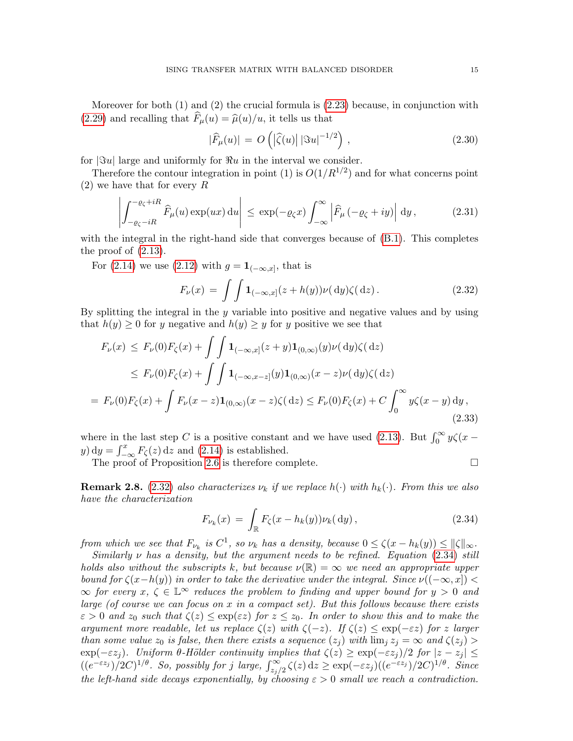Moreover for both (1) and (2) the crucial formula is (2.23) because, in conjunction with (2.29) and recalling that $\widehat{F}_\mu(u) = \widehat{\mu}(u)/u$, it tells us that

$$|\widehat{F}_\mu(u)| \,=\, O\left(\left|\widehat{\zeta}(u)\right| |\Im u|^{-1/2}\right)\,, \tag{2.30}$$

for $|\Im u|$ large and uniformly for $\Re u$ in the interval we consider.

Therefore the contour integration in point (1) is $O(1/R^{1/2})$ and for what concerns point (2) we have that for every $R$

$$\left|\int_{-\varrho_\zeta - iR}^{-\varrho_\zeta + iR} \widehat{F}_\mu(u)\exp(ux)\,\mathrm{d}u\right| \,\le\, \exp(-\varrho_\zeta x)\int_{-\infty}^{\infty}\left|\widehat{F}_\mu\left(-\varrho_\zeta + iy\right)\right|\,\mathrm{d}y\,, \tag{2.31}$$

with the integral in the right-hand side that converges because of (B.1). This completes the proof of (2.13).

For (2.14) we use (2.12) with $g = \mathbf{1}_{(-\infty,x]}$, that is

$$F_\nu(x) \,=\, \int\int \mathbf{1}_{(-\infty,x]}(z + h(y))\nu(\,\mathrm{d}y)\zeta(\,\mathrm{d}z)\,. \tag{2.32}$$

By splitting the integral in the $y$ variable into positive and negative values and by using that $h(y) \ge 0$ for $y$ negative and $h(y) \ge y$ for $y$ positive we see that

$$\begin{aligned} F_\nu(x) \,&\le\, F_\nu(0)F_\zeta(x) + \int\int \mathbf{1}_{(-\infty,x]}(z+y)\mathbf{1}_{(0,\infty)}(y)\nu(\,\mathrm{d}y)\zeta(\,\mathrm{d}z) \\ &\le\, F_\nu(0)F_\zeta(x) + \int\int \mathbf{1}_{(-\infty,x-z]}(y)\mathbf{1}_{(0,\infty)}(x-z)\nu(\,\mathrm{d}y)\zeta(\,\mathrm{d}z) \\ =\, F_\nu(0)F_\zeta(x) &+ \int F_\nu(x-z)\mathbf{1}_{(0,\infty)}(x-z)\zeta(\,\mathrm{d}z) \le F_\nu(0)F_\zeta(x) + C\int_0^\infty y\zeta(x-y)\,\mathrm{d}y\,, \end{aligned} \tag{2.33}$$

where in the last step $C$ is a positive constant and we have used (2.13). But $\int_0^\infty y\zeta(x-y)\,\mathrm{d}y = \int_{-\infty}^x F_\zeta(z)\,\mathrm{d}z$ and (2.14) is established.

The proof of Proposition 2.6 is therefore complete. $\square$

**Remark 2.8.** *(2.32) also characterizes $\nu_k$ if we replace $h(\cdot)$ with $h_k(\cdot)$. From this we also have the characterization*

$$F_{\nu_k}(x) \,=\, \int_{\mathbb{R}} F_\zeta(x - h_k(y))\nu_k(\,\mathrm{d}y)\,, \tag{2.34}$$

*from which we see that $F_{\nu_k}$ is $C^1$, so $\nu_k$ has a density, because $0 \le \zeta(x - h_k(y)) \le \|\zeta\|_\infty$.*

*Similarly $\nu$ has a density, but the argument needs to be refined. Equation (2.34) still holds also without the subscripts $k$, but because $\nu(\mathbb{R}) = \infty$ we need an appropriate upper bound for $\zeta(x-h(y))$ in order to take the derivative under the integral. Since $\nu((-\infty,x]) < \infty$ for every $x$, $\zeta \in \mathbb{L}^\infty$ reduces the problem to finding and upper bound for $y > 0$ and large (of course we can focus on $x$ in a compact set). But this follows because there exists $\varepsilon > 0$ and $z_0$ such that $\zeta(z) \le \exp(\varepsilon z)$ for $z \le z_0$. In order to show this and to make the argument more readable, let us replace $\zeta(z)$ with $\zeta(-z)$. If $\zeta(z) \le \exp(-\varepsilon z)$ for $z$ larger than some value $z_0$ is false, then there exists a sequence $(z_j)$ with $\lim_j z_j = \infty$ and $\zeta(z_j) > \exp(-\varepsilon z_j)$. Uniform $\theta$-Hölder continuity implies that $\zeta(z) \ge \exp(-\varepsilon z_j)/2$ for $|z - z_j| \le ((e^{-\varepsilon z_j})/2C)^{1/\theta}$. So, possibly for $j$ large, $\int_{z_j/2}^\infty \zeta(z)\,\mathrm{d}z \ge \exp(-\varepsilon z_j)((e^{-\varepsilon z_j})/2C)^{1/\theta}$. Since the left-hand side decays exponentially, by choosing $\varepsilon > 0$ small we reach a contradiction.*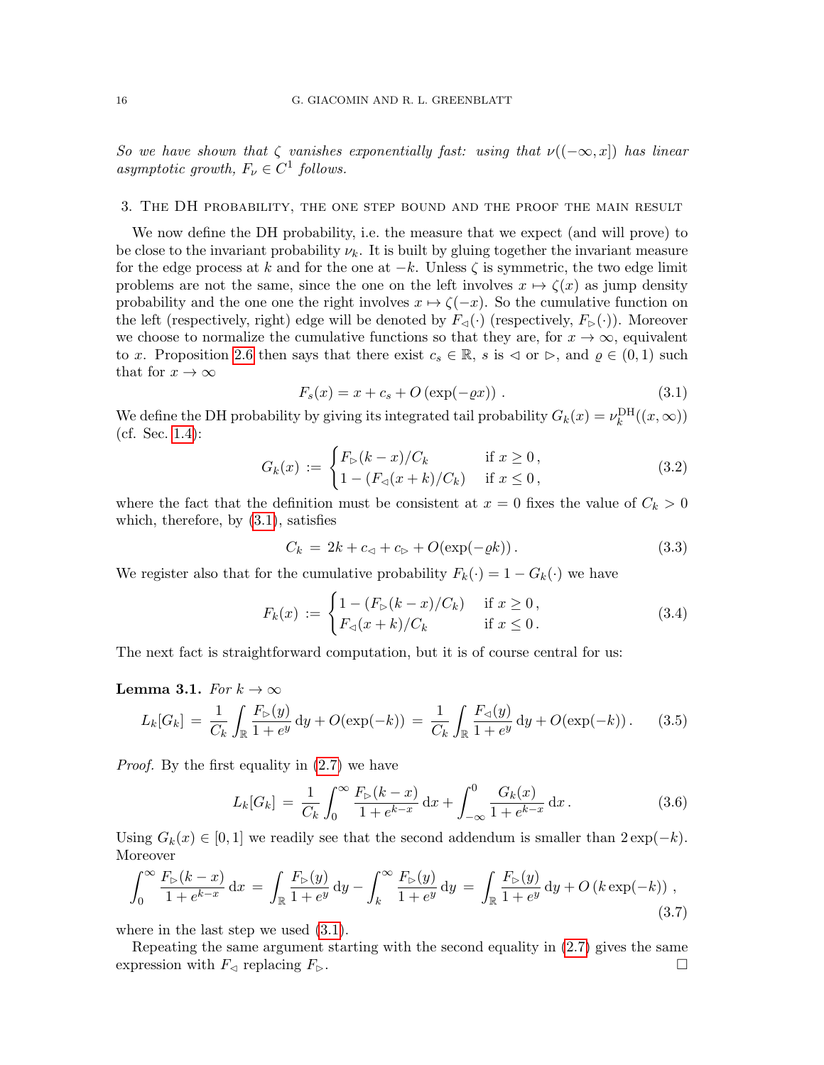*So we have shown that $\zeta$ vanishes exponentially fast: using that $\nu((-\infty, x])$ has linear asymptotic growth, $F_\nu \in C^1$ follows.*

## 3. The DH probability, the one step bound and the proof the main result

We now define the DH probability, i.e. the measure that we expect (and will prove) to be close to the invariant probability $\nu_k$. It is built by gluing together the invariant measure for the edge process at $k$ and for the one at $-k$. Unless $\zeta$ is symmetric, the two edge limit problems are not the same, since the one on the left involves $x \mapsto \zeta(x)$ as jump density probability and the one one the right involves $x \mapsto \zeta(-x)$. So the cumulative function on the left (respectively, right) edge will be denoted by $F_\triangleleft(\cdot)$ (respectively, $F_\triangleright(\cdot)$). Moreover we choose to normalize the cumulative functions so that they are, for $x \to \infty$, equivalent to $x$. Proposition 2.6 then says that there exist $c_s \in \mathbb{R}$, $s$ is $\triangleleft$ or $\triangleright$, and $\varrho \in (0,1)$ such that for $x \to \infty$

$$F_s(x) = x + c_s + O\left(\exp(-\varrho x)\right) . \tag{3.1}$$

We define the DH probability by giving its integrated tail probability $G_k(x) = \nu_k^{\mathrm{DH}}((x,\infty))$ (cf. Sec. 1.4):

$$G_k(x) := \begin{cases} F_\triangleright(k-x)/C_k & \text{if } x \geq 0\,, \\ 1 - (F_\triangleleft(x+k)/C_k) & \text{if } x \leq 0\,, \end{cases} \tag{3.2}$$

where the fact that the definition must be consistent at $x = 0$ fixes the value of $C_k > 0$ which, therefore, by (3.1), satisfies

$$C_k \,=\, 2k + c_\triangleleft + c_\triangleright + O(\exp(-\varrho k))\,. \tag{3.3}$$

We register also that for the cumulative probability $F_k(\cdot) = 1 - G_k(\cdot)$ we have

$$F_k(x) := \begin{cases} 1 - (F_\triangleright(k-x)/C_k) & \text{if } x \geq 0\,, \\ F_\triangleleft(x+k)/C_k & \text{if } x \leq 0\,. \end{cases} \tag{3.4}$$

The next fact is straightforward computation, but it is of course central for us:

**Lemma 3.1.** *For $k \to \infty$*

$$L_k[G_k] \,=\, \frac{1}{C_k}\int_{\mathbb{R}} \frac{F_\triangleright(y)}{1+e^y}\,\mathrm{d}y + O(\exp(-k)) \,=\, \frac{1}{C_k}\int_{\mathbb{R}} \frac{F_\triangleleft(y)}{1+e^y}\,\mathrm{d}y + O(\exp(-k))\,. \tag{3.5}$$

*Proof.* By the first equality in (2.7) we have

$$L_k[G_k] \,=\, \frac{1}{C_k}\int_0^\infty \frac{F_\triangleright(k-x)}{1+e^{k-x}}\,\mathrm{d}x + \int_{-\infty}^0 \frac{G_k(x)}{1+e^{k-x}}\,\mathrm{d}x\,. \tag{3.6}$$

Using $G_k(x) \in [0,1]$ we readily see that the second addendum is smaller than $2\exp(-k)$. Moreover

$$\int_0^\infty \frac{F_\triangleright(k-x)}{1+e^{k-x}}\,\mathrm{d}x \,=\, \int_{\mathbb{R}} \frac{F_\triangleright(y)}{1+e^y}\,\mathrm{d}y - \int_k^\infty \frac{F_\triangleright(y)}{1+e^y}\,\mathrm{d}y \,=\, \int_{\mathbb{R}} \frac{F_\triangleright(y)}{1+e^y}\,\mathrm{d}y + O\left(k\exp(-k)\right)\,, \tag{3.7}$$

where in the last step we used (3.1).

Repeating the same argument starting with the second equality in (2.7) gives the same expression with $F_\triangleleft$ replacing $F_\triangleright$. $\square$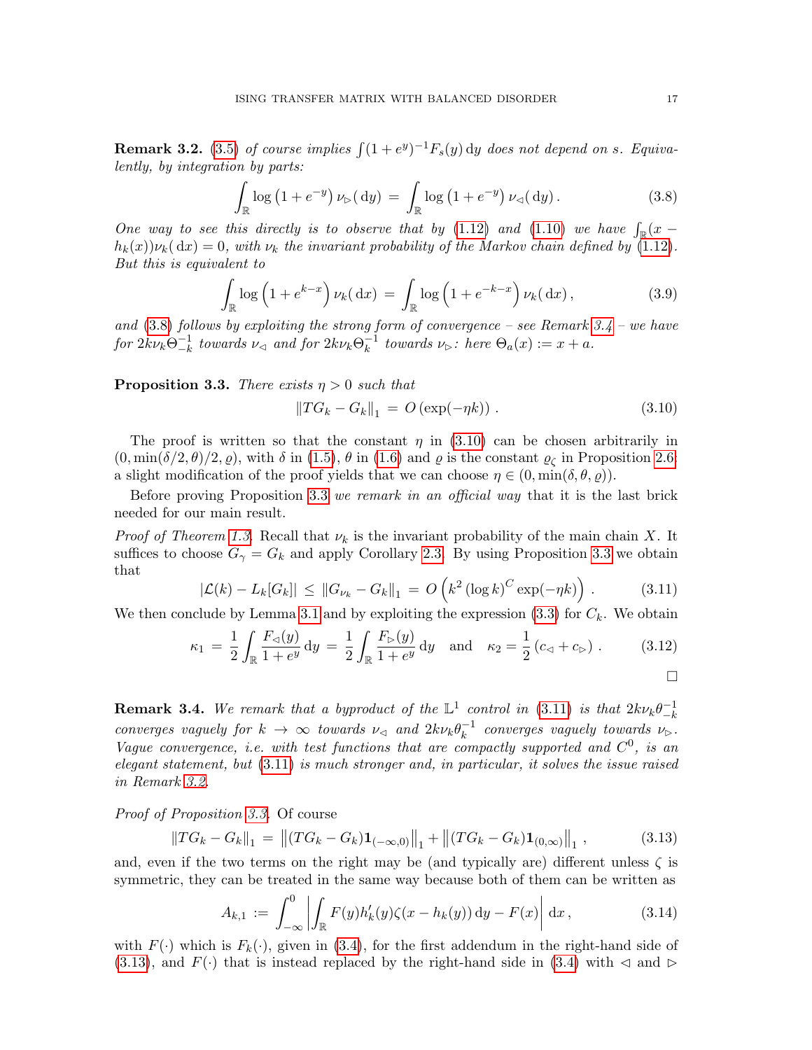**Remark 3.2.** (3.5) *of course implies* $\int (1+e^y)^{-1} F_s(y)\,\mathrm{d}y$ *does not depend on* $s$*. Equivalently, by integration by parts:*

$$
\int_{\mathbb{R}} \log\left(1+e^{-y}\right) \nu_{\triangleright}(\,\mathrm{d}y) \,=\, \int_{\mathbb{R}} \log\left(1+e^{-y}\right) \nu_{\triangleleft}(\,\mathrm{d}y)\,. \tag{3.8}
$$

*One way to see this directly is to observe that by* (1.12) *and* (1.10) *we have* $\int_{\mathbb{R}}(x - h_k(x))\nu_k(\,\mathrm{d}x) = 0$*, with* $\nu_k$ *the invariant probability of the Markov chain defined by* (1.12)*. But this is equivalent to*

$$
\int_{\mathbb{R}} \log\left(1+e^{k-x}\right) \nu_k(\,\mathrm{d}x) \,=\, \int_{\mathbb{R}} \log\left(1+e^{-k-x}\right) \nu_k(\,\mathrm{d}x)\,, \tag{3.9}
$$

*and* (3.8) *follows by exploiting the strong form of convergence – see Remark 3.4 – we have for* $2k\nu_k\Theta_{-k}^{-1}$ *towards* $\nu_{\triangleleft}$ *and for* $2k\nu_k\Theta_{k}^{-1}$ *towards* $\nu_{\triangleright}$*: here* $\Theta_a(x) := x + a$*.*

**Proposition 3.3.** *There exists* $\eta > 0$ *such that*

$$
\left\| TG_k - G_k \right\|_1 \,=\, O\left(\exp(-\eta k)\right)\,. \tag{3.10}
$$

The proof is written so that the constant $\eta$ in (3.10) can be chosen arbitrarily in $(0, \min(\delta/2, \theta)/2, \varrho)$, with $\delta$ in (1.5), $\theta$ in (1.6) and $\varrho$ is the constant $\varrho_\zeta$ in Proposition 2.6: a slight modification of the proof yields that we can choose $\eta \in (0, \min(\delta, \theta, \varrho))$.

Before proving Proposition 3.3 *we remark in an official way* that it is the last brick needed for our main result.

*Proof of Theorem 1.3.* Recall that $\nu_k$ is the invariant probability of the main chain $X$. It suffices to choose $G_\gamma = G_k$ and apply Corollary 2.3. By using Proposition 3.3 we obtain that

$$
\left|\mathcal{L}(k) - L_k[G_k]\right| \,\le\, \left\| G_{\nu_k} - G_k \right\|_1 \,=\, O\left(k^2 \left(\log k\right)^C \exp(-\eta k)\right)\,. \tag{3.11}
$$

We then conclude by Lemma 3.1 and by exploiting the expression (3.3) for $C_k$. We obtain

$$
\kappa_1 \,=\, \frac{1}{2}\int_{\mathbb{R}} \frac{F_{\triangleleft}(y)}{1+e^y}\,\mathrm{d}y \,=\, \frac{1}{2}\int_{\mathbb{R}} \frac{F_{\triangleright}(y)}{1+e^y}\,\mathrm{d}y \quad \text{and} \quad \kappa_2 = \frac{1}{2}\left(c_{\triangleleft} + c_{\triangleright}\right)\,. \tag{3.12}
$$

$\square$

**Remark 3.4.** *We remark that a byproduct of the* $\mathbb{L}^1$ *control in* (3.11) *is that* $2k\nu_k\theta_{-k}^{-1}$ *converges vaguely for* $k \to \infty$ *towards* $\nu_{\triangleleft}$ *and* $2k\nu_k\theta_{k}^{-1}$ *converges vaguely towards* $\nu_{\triangleright}$*. Vague convergence, i.e. with test functions that are compactly supported and* $C^0$*, is an elegant statement, but* (3.11) *is much stronger and, in particular, it solves the issue raised in Remark 3.2.*

*Proof of Proposition 3.3.* Of course

$$
\left\| TG_k - G_k \right\|_1 \,=\, \left\| (TG_k - G_k)\mathbf{1}_{(-\infty,0)} \right\|_1 + \left\| (TG_k - G_k)\mathbf{1}_{(0,\infty)} \right\|_1\,, \tag{3.13}
$$

and, even if the two terms on the right may be (and typically are) different unless $\zeta$ is symmetric, they can be treated in the same way because both of them can be written as

$$
A_{k,1} \,:=\, \int_{-\infty}^{0} \left| \int_{\mathbb{R}} F(y) h_k'(y) \zeta(x - h_k(y))\,\mathrm{d}y - F(x) \right| \mathrm{d}x\,, \tag{3.14}
$$

with $F(\cdot)$ which is $F_k(\cdot)$, given in (3.4), for the first addendum in the right-hand side of (3.13), and $F(\cdot)$ that is instead replaced by the right-hand side in (3.4) with $\triangleleft$ and $\triangleright$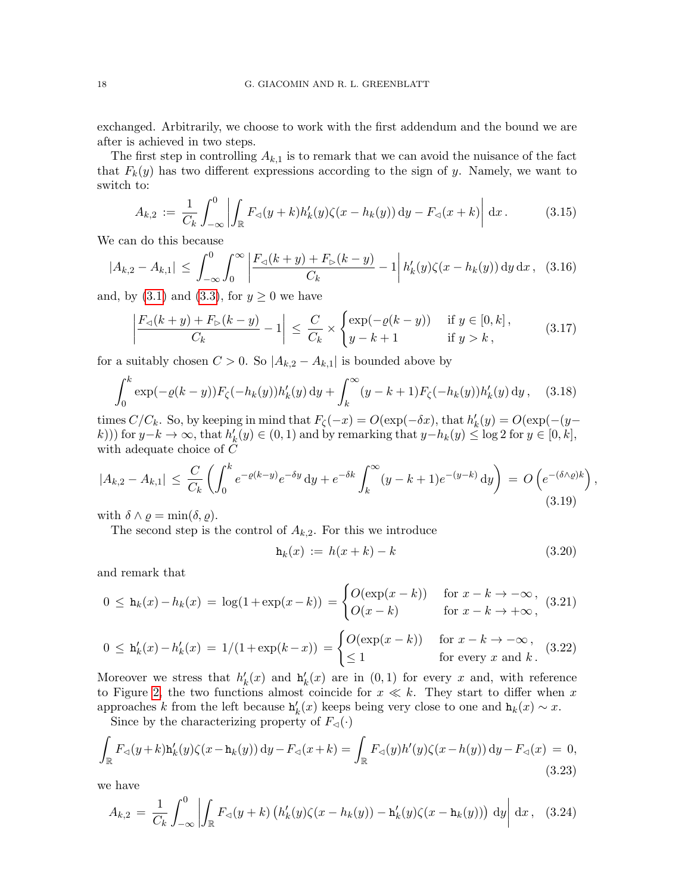exchanged. Arbitrarily, we choose to work with the first addendum and the bound we are after is achieved in two steps.

The first step in controlling $A_{k,1}$ is to remark that we can avoid the nuisance of the fact that $F_k(y)$ has two different expressions according to the sign of $y$. Namely, we want to switch to:

$$A_{k,2} := \frac{1}{C_k}\int_{-\infty}^{0}\left|\int_{\mathbb{R}} F_{\triangleleft}(y+k)h_k'(y)\zeta(x-h_k(y))\,\mathrm{d}y - F_{\triangleleft}(x+k)\right|\,\mathrm{d}x\,. \tag{3.15}$$

We can do this because

$$|A_{k,2}-A_{k,1}| \le \int_{-\infty}^{0}\int_{0}^{\infty}\left|\frac{F_{\triangleleft}(k+y)+F_{\triangleright}(k-y)}{C_k}-1\right| h_k'(y)\zeta(x-h_k(y))\,\mathrm{d}y\,\mathrm{d}x\,, \tag{3.16}$$

and, by (3.1) and (3.3), for $y \ge 0$ we have

$$\left|\frac{F_{\triangleleft}(k+y)+F_{\triangleright}(k-y)}{C_k}-1\right| \le \frac{C}{C_k}\times\begin{cases}\exp(-\varrho(k-y)) & \text{if } y\in[0,k]\,,\\ y-k+1 & \text{if } y>k\,,\end{cases} \tag{3.17}$$

for a suitably chosen $C>0$. So $|A_{k,2}-A_{k,1}|$ is bounded above by

$$\int_0^k \exp(-\varrho(k-y))F_\zeta(-h_k(y))h_k'(y)\,\mathrm{d}y + \int_k^\infty (y-k+1)F_\zeta(-h_k(y))h_k'(y)\,\mathrm{d}y\,, \tag{3.18}$$

times $C/C_k$. So, by keeping in mind that $F_\zeta(-x)=O(\exp(-\delta x)$, that $h_k'(y)=O(\exp(-(y-k)))$ for $y-k\to\infty$, that $h_k'(y)\in(0,1)$ and by remarking that $y-h_k(y)\le \log 2$ for $y\in[0,k]$, with adequate choice of $C$

$$|A_{k,2}-A_{k,1}| \le \frac{C}{C_k}\left(\int_0^k e^{-\varrho(k-y)}e^{-\delta y}\,\mathrm{d}y + e^{-\delta k}\int_k^\infty (y-k+1)e^{-(y-k)}\,\mathrm{d}y\right) = O\left(e^{-(\delta\wedge\varrho)k}\right), \tag{3.19}$$

with $\delta\wedge\varrho=\min(\delta,\varrho)$.

The second step is the control of $A_{k,2}$. For this we introduce

$$\mathtt{h}_k(x) := h(x+k)-k \tag{3.20}$$

and remark that

$$0 \le \mathtt{h}_k(x)-h_k(x) = \log(1+\exp(x-k)) = \begin{cases}O(\exp(x-k)) & \text{for } x-k\to-\infty\,,\\ O(x-k) & \text{for } x-k\to+\infty\,,\end{cases} \tag{3.21}$$

$$0 \le \mathtt{h}_k'(x)-h_k'(x) = 1/(1+\exp(k-x)) = \begin{cases}O(\exp(x-k)) & \text{for } x-k\to-\infty\,,\\ \le 1 & \text{for every } x \text{ and } k\,.\end{cases} \tag{3.22}$$

Moreover we stress that $h_k'(x)$ and $\mathtt{h}_k'(x)$ are in $(0,1)$ for every $x$ and, with reference to Figure 2, the two functions almost coincide for $x\ll k$. They start to differ when $x$ approaches $k$ from the left because $\mathtt{h}_k'(x)$ keeps being very close to one and $\mathtt{h}_k(x)\sim x$.

Since by the characterizing property of $F_{\triangleleft}(\cdot)$

$$\int_{\mathbb{R}} F_{\triangleleft}(y+k)\mathtt{h}_k'(y)\zeta(x-\mathtt{h}_k(y))\,\mathrm{d}y - F_{\triangleleft}(x+k) = \int_{\mathbb{R}} F_{\triangleleft}(y)h'(y)\zeta(x-h(y))\,\mathrm{d}y - F_{\triangleleft}(x) = 0, \tag{3.23}$$

we have

$$A_{k,2} = \frac{1}{C_k}\int_{-\infty}^{0}\left|\int_{\mathbb{R}} F_{\triangleleft}(y+k)\left(h_k'(y)\zeta(x-h_k(y))-\mathtt{h}_k'(y)\zeta(x-\mathtt{h}_k(y))\right)\,\mathrm{d}y\right|\,\mathrm{d}x\,, \tag{3.24}$$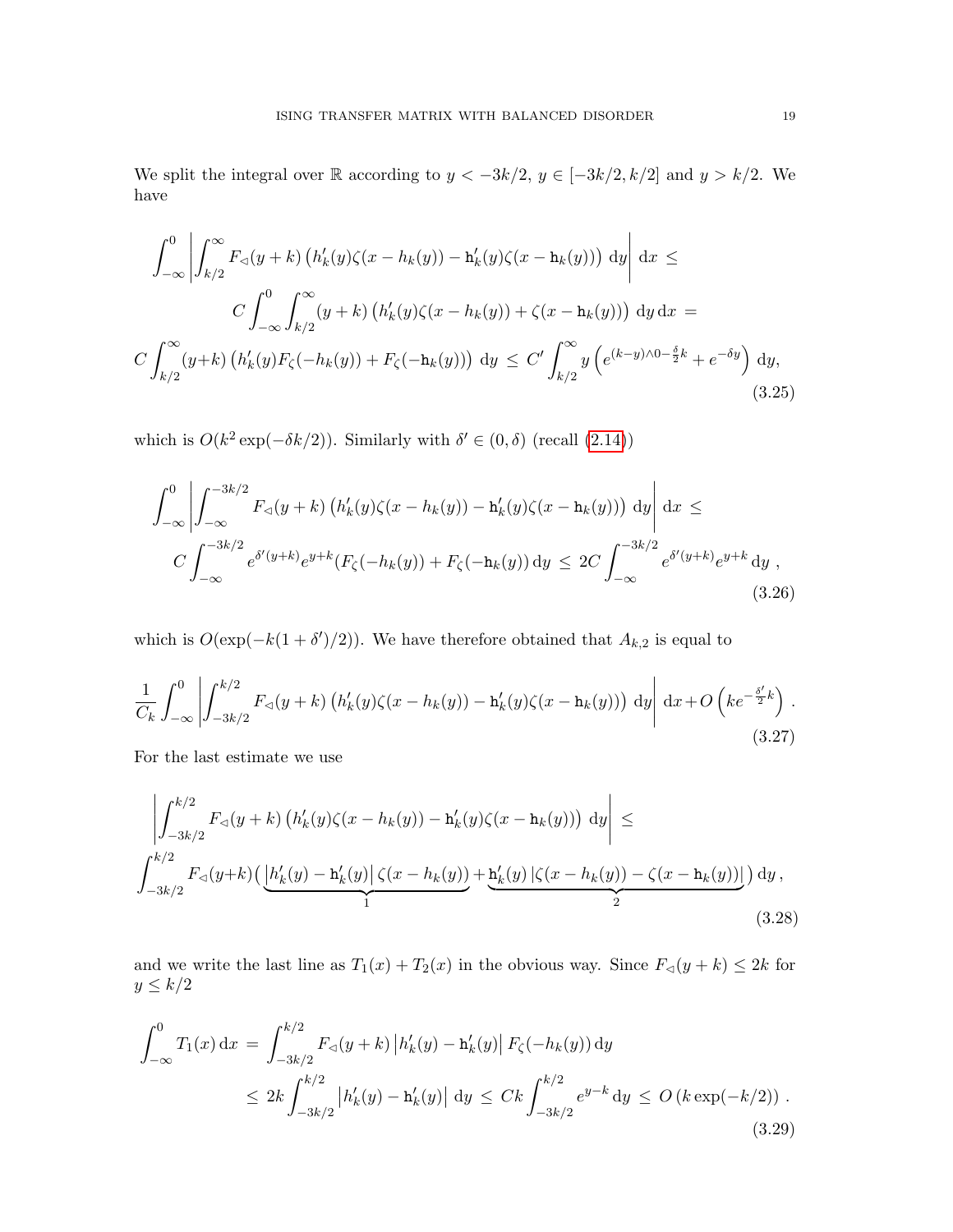We split the integral over $\mathbb{R}$ according to $y < -3k/2$, $y \in [-3k/2, k/2]$ and $y > k/2$. We have

$$
\begin{aligned}
\int_{-\infty}^{0} \left| \int_{k/2}^{\infty} F_{\triangleleft}(y+k) \left( h_k'(y) \zeta(x - h_k(y)) - \mathtt{h}_k'(y) \zeta(x - \mathtt{h}_k(y)) \right) \mathrm{d}y \right| \mathrm{d}x \,\le \\
C \int_{-\infty}^{0} \int_{k/2}^{\infty} (y+k) \left( h_k'(y) \zeta(x - h_k(y)) + \zeta(x - \mathtt{h}_k(y)) \right) \mathrm{d}y \, \mathrm{d}x \,= \\
C \int_{k/2}^{\infty} (y+k) \left( h_k'(y) F_\zeta(-h_k(y)) + F_\zeta(-\mathtt{h}_k(y)) \right) \mathrm{d}y \,\le\, C' \int_{k/2}^{\infty} y \left( e^{(k-y)\wedge 0 - \frac{\delta}{2}k} + e^{-\delta y} \right) \mathrm{d}y,
\end{aligned}
\tag{3.25}
$$

which is $O(k^2 \exp(-\delta k/2))$. Similarly with $\delta' \in (0, \delta)$ (recall (2.14))

$$
\begin{aligned}
\int_{-\infty}^{0} \left| \int_{-\infty}^{-3k/2} F_{\triangleleft}(y+k) \left( h_k'(y) \zeta(x - h_k(y)) - \mathtt{h}_k'(y) \zeta(x - \mathtt{h}_k(y)) \right) \mathrm{d}y \right| \mathrm{d}x \,\le \\
C \int_{-\infty}^{-3k/2} e^{\delta'(y+k)} e^{y+k} (F_\zeta(-h_k(y)) + F_\zeta(-\mathtt{h}_k(y)) \, \mathrm{d}y \,\le\, 2C \int_{-\infty}^{-3k/2} e^{\delta'(y+k)} e^{y+k} \, \mathrm{d}y \,,
\end{aligned}
\tag{3.26}
$$

which is $O(\exp(-k(1+\delta')/2))$. We have therefore obtained that $A_{k,2}$ is equal to

$$
\frac{1}{C_k} \int_{-\infty}^{0} \left| \int_{-3k/2}^{k/2} F_{\triangleleft}(y+k) \left( h_k'(y) \zeta(x - h_k(y)) - \mathtt{h}_k'(y) \zeta(x - \mathtt{h}_k(y)) \right) \mathrm{d}y \right| \mathrm{d}x + O\left( k e^{-\frac{\delta'}{2}k} \right) .
\tag{3.27}
$$

For the last estimate we use

$$
\begin{aligned}
\left| \int_{-3k/2}^{k/2} F_{\triangleleft}(y+k) \left( h_k'(y) \zeta(x - h_k(y)) - \mathtt{h}_k'(y) \zeta(x - \mathtt{h}_k(y)) \right) \mathrm{d}y \right| \,\le \\
\int_{-3k/2}^{k/2} F_{\triangleleft}(y+k) \Big( \underbrace{\left| h_k'(y) - \mathtt{h}_k'(y) \right| \zeta(x - h_k(y))}_{1} + \underbrace{\mathtt{h}_k'(y) \left| \zeta(x - h_k(y)) - \zeta(x - \mathtt{h}_k(y)) \right|}_{2} \Big) \, \mathrm{d}y \,,
\end{aligned}
\tag{3.28}
$$

and we write the last line as $T_1(x) + T_2(x)$ in the obvious way. Since $F_{\triangleleft}(y+k) \le 2k$ for $y \le k/2$

$$
\begin{aligned}
\int_{-\infty}^{0} T_1(x) \, \mathrm{d}x \,&=\, \int_{-3k/2}^{k/2} F_{\triangleleft}(y+k) \left| h_k'(y) - \mathtt{h}_k'(y) \right| F_\zeta(-h_k(y)) \, \mathrm{d}y \\
&\le\, 2k \int_{-3k/2}^{k/2} \left| h_k'(y) - \mathtt{h}_k'(y) \right| \mathrm{d}y \,\le\, Ck \int_{-3k/2}^{k/2} e^{y-k} \, \mathrm{d}y \,\le\, O\left( k \exp(-k/2) \right) .
\end{aligned}
\tag{3.29}
$$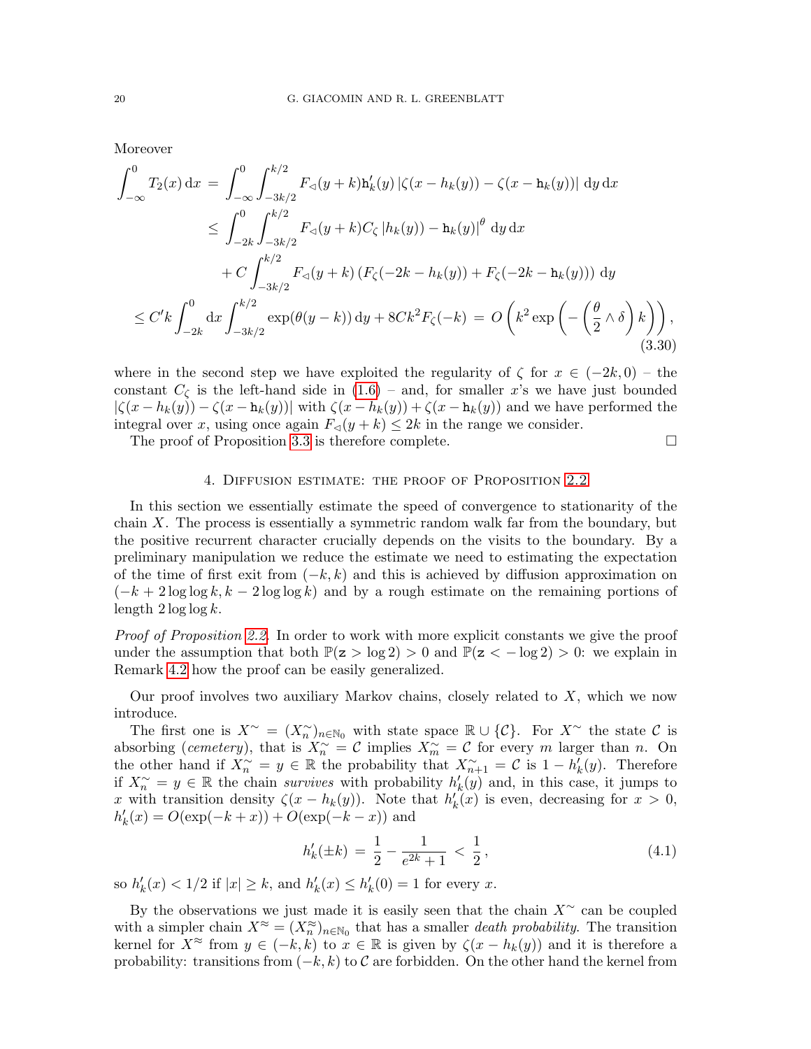Moreover

$$
\begin{aligned}
\int_{-\infty}^{0} T_2(x)\, \mathrm{d}x \,&=\, \int_{-\infty}^{0} \int_{-3k/2}^{k/2} F_{\triangleleft}(y+k) \mathtt{h}_k'(y) \left|\zeta(x-h_k(y)) - \zeta(x-\mathtt{h}_k(y))\right| \mathrm{d}y\, \mathrm{d}x \\
&\le\, \int_{-2k}^{0} \int_{-3k/2}^{k/2} F_{\triangleleft}(y+k) C_\zeta \left|h_k(y)) - \mathtt{h}_k(y)\right|^{\theta} \mathrm{d}y\, \mathrm{d}x \\
&\quad + C \int_{-3k/2}^{k/2} F_{\triangleleft}(y+k) \left(F_\zeta(-2k - h_k(y)) + F_\zeta(-2k - \mathtt{h}_k(y))\right) \mathrm{d}y \\
\le C'k \int_{-2k}^{0} \mathrm{d}x \int_{-3k/2}^{k/2} &\exp(\theta(y-k))\, \mathrm{d}y + 8Ck^2 F_\zeta(-k) \,=\, O\left(k^2 \exp\left(-\left(\frac{\theta}{2} \wedge \delta\right) k\right)\right),
\end{aligned}
\tag{3.30}
$$

where in the second step we have exploited the regularity of $\zeta$ for $x \in (-2k, 0)$ – the constant $C_\zeta$ is the left-hand side in (1.6) – and, for smaller $x$'s we have just bounded $|\zeta(x-h_k(y)) - \zeta(x-\mathtt{h}_k(y))|$ with $\zeta(x-h_k(y)) + \zeta(x-\mathtt{h}_k(y))$ and we have performed the integral over $x$, using once again $F_{\triangleleft}(y+k) \le 2k$ in the range we consider.

The proof of Proposition 3.3 is therefore complete. □

## 4. Diffusion estimate: the proof of Proposition 2.2

In this section we essentially estimate the speed of convergence to stationarity of the chain $X$. The process is essentially a symmetric random walk far from the boundary, but the positive recurrent character crucially depends on the visits to the boundary. By a preliminary manipulation we reduce the estimate we need to estimating the expectation of the time of first exit from $(-k, k)$ and this is achieved by diffusion approximation on $(-k + 2\log\log k, k - 2\log\log k)$ and by a rough estimate on the remaining portions of length $2\log\log k$.

*Proof of Proposition 2.2.* In order to work with more explicit constants we give the proof under the assumption that both $\mathbb{P}(\mathtt{z} > \log 2) > 0$ and $\mathbb{P}(\mathtt{z} < -\log 2) > 0$: we explain in Remark 4.2 how the proof can be easily generalized.

Our proof involves two auxiliary Markov chains, closely related to $X$, which we now introduce.

The first one is $X^{\sim} = (X^{\sim}_n)_{n\in\mathbb{N}_0}$ with state space $\mathbb{R} \cup \{\mathcal{C}\}$. For $X^{\sim}$ the state $\mathcal{C}$ is absorbing (*cemetery*), that is $X^{\sim}_n = \mathcal{C}$ implies $X^{\sim}_m = \mathcal{C}$ for every $m$ larger than $n$. On the other hand if $X^{\sim}_n = y \in \mathbb{R}$ the probability that $X^{\sim}_{n+1} = \mathcal{C}$ is $1 - h_k'(y)$. Therefore if $X^{\sim}_n = y \in \mathbb{R}$ the chain *survives* with probability $h_k'(y)$ and, in this case, it jumps to $x$ with transition density $\zeta(x - h_k(y))$. Note that $h_k'(x)$ is even, decreasing for $x > 0$, $h_k'(x) = O(\exp(-k+x)) + O(\exp(-k-x))$ and

$$
h_k'(\pm k) \,=\, \frac{1}{2} - \frac{1}{e^{2k}+1} \,<\, \frac{1}{2}\,,
\tag{4.1}
$$

so $h_k'(x) < 1/2$ if $|x| \ge k$, and $h_k'(x) \le h_k'(0) = 1$ for every $x$.

By the observations we just made it is easily seen that the chain $X^{\sim}$ can be coupled with a simpler chain $X^{\approx} = (X^{\approx}_n)_{n\in\mathbb{N}_0}$ that has a smaller *death probability*. The transition kernel for $X^{\approx}$ from $y \in (-k, k)$ to $x \in \mathbb{R}$ is given by $\zeta(x - h_k(y))$ and it is therefore a probability: transitions from $(-k, k)$ to $\mathcal{C}$ are forbidden. On the other hand the kernel from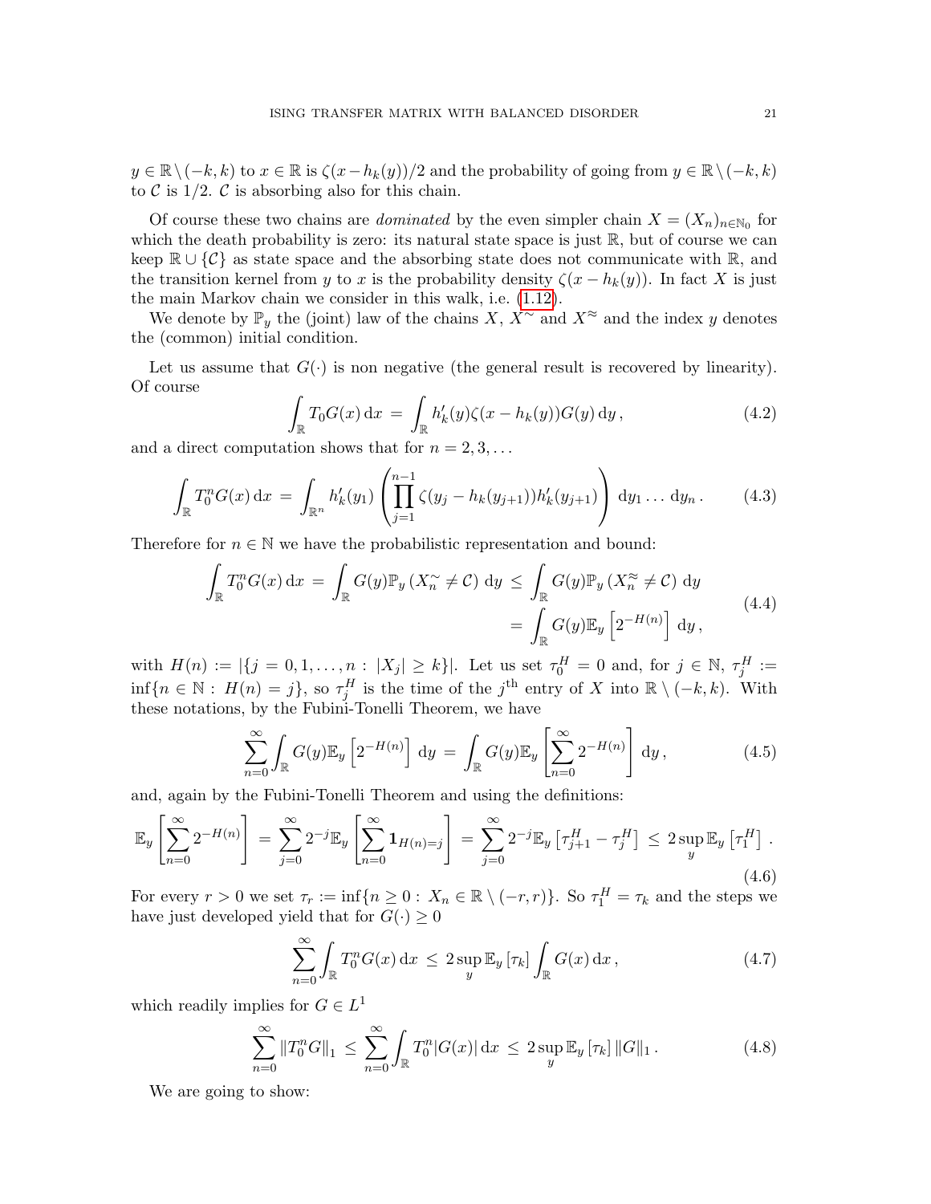$y \in \mathbb{R} \setminus (-k,k)$ to $x \in \mathbb{R}$ is $\zeta(x - h_k(y))/2$ and the probability of going from $y \in \mathbb{R} \setminus (-k,k)$ to $\mathcal{C}$ is $1/2$. $\mathcal{C}$ is absorbing also for this chain.

Of course these two chains are *dominated* by the even simpler chain $X = (X_n)_{n \in \mathbb{N}_0}$ for which the death probability is zero: its natural state space is just $\mathbb{R}$, but of course we can keep $\mathbb{R} \cup \{\mathcal{C}\}$ as state space and the absorbing state does not communicate with $\mathbb{R}$, and the transition kernel from $y$ to $x$ is the probability density $\zeta(x - h_k(y))$. In fact $X$ is just the main Markov chain we consider in this walk, i.e. (1.12).

We denote by $\mathbb{P}_y$ the (joint) law of the chains $X$, $X^{\sim}$ and $X^{\approx}$ and the index $y$ denotes the (common) initial condition.

Let us assume that $G(\cdot)$ is non negative (the general result is recovered by linearity). Of course

$$\int_{\mathbb{R}} T_0 G(x)\,\mathrm{d}x \,=\, \int_{\mathbb{R}} h_k'(y)\zeta(x - h_k(y))G(y)\,\mathrm{d}y\,, \tag{4.2}$$

and a direct computation shows that for $n = 2, 3, \ldots$

$$\int_{\mathbb{R}} T_0^n G(x)\,\mathrm{d}x \,=\, \int_{\mathbb{R}^n} h_k'(y_1)\left(\prod_{j=1}^{n-1} \zeta(y_j - h_k(y_{j+1}))h_k'(y_{j+1})\right)\,\mathrm{d}y_1 \ldots \mathrm{d}y_n\,. \tag{4.3}$$

Therefore for $n \in \mathbb{N}$ we have the probabilistic representation and bound:

$$\begin{aligned}\int_{\mathbb{R}} T_0^n G(x)\,\mathrm{d}x \,=\, \int_{\mathbb{R}} G(y)\mathbb{P}_y\left(X_n^{\sim} \neq \mathcal{C}\right)\,\mathrm{d}y \,&\leq\, \int_{\mathbb{R}} G(y)\mathbb{P}_y\left(X_n^{\approx} \neq \mathcal{C}\right)\,\mathrm{d}y \\ &=\, \int_{\mathbb{R}} G(y)\mathbb{E}_y\left[2^{-H(n)}\right]\,\mathrm{d}y\,,\end{aligned} \tag{4.4}$$

with $H(n) := |\{j = 0, 1, \ldots, n :\, |X_j| \geq k\}|$. Let us set $\tau_0^H = 0$ and, for $j \in \mathbb{N}$, $\tau_j^H := \inf\{n \in \mathbb{N} :\, H(n) = j\}$, so $\tau_j^H$ is the time of the $j^{\text{th}}$ entry of $X$ into $\mathbb{R} \setminus (-k,k)$. With these notations, by the Fubini-Tonelli Theorem, we have

$$\sum_{n=0}^{\infty} \int_{\mathbb{R}} G(y)\mathbb{E}_y\left[2^{-H(n)}\right]\,\mathrm{d}y \,=\, \int_{\mathbb{R}} G(y)\mathbb{E}_y\left[\sum_{n=0}^{\infty} 2^{-H(n)}\right]\,\mathrm{d}y\,, \tag{4.5}$$

and, again by the Fubini-Tonelli Theorem and using the definitions:

$$\mathbb{E}_y\left[\sum_{n=0}^{\infty} 2^{-H(n)}\right] \,=\, \sum_{j=0}^{\infty} 2^{-j}\mathbb{E}_y\left[\sum_{n=0}^{\infty} \mathbf{1}_{H(n)=j}\right] \,=\, \sum_{j=0}^{\infty} 2^{-j}\mathbb{E}_y\left[\tau_{j+1}^H - \tau_j^H\right] \,\leq\, 2\sup_y \mathbb{E}_y\left[\tau_1^H\right]\,. \tag{4.6}$$

For every $r > 0$ we set $\tau_r := \inf\{n \geq 0 :\, X_n \in \mathbb{R} \setminus (-r,r)\}$. So $\tau_1^H = \tau_k$ and the steps we have just developed yield that for $G(\cdot) \geq 0$

$$\sum_{n=0}^{\infty} \int_{\mathbb{R}} T_0^n G(x)\,\mathrm{d}x \,\leq\, 2\sup_y \mathbb{E}_y\left[\tau_k\right] \int_{\mathbb{R}} G(x)\,\mathrm{d}x\,, \tag{4.7}$$

which readily implies for $G \in L^1$

$$\sum_{n=0}^{\infty} \|T_0^n G\|_1 \,\leq\, \sum_{n=0}^{\infty} \int_{\mathbb{R}} T_0^n |G(x)|\,\mathrm{d}x \,\leq\, 2\sup_y \mathbb{E}_y\left[\tau_k\right] \|G\|_1\,. \tag{4.8}$$

We are going to show: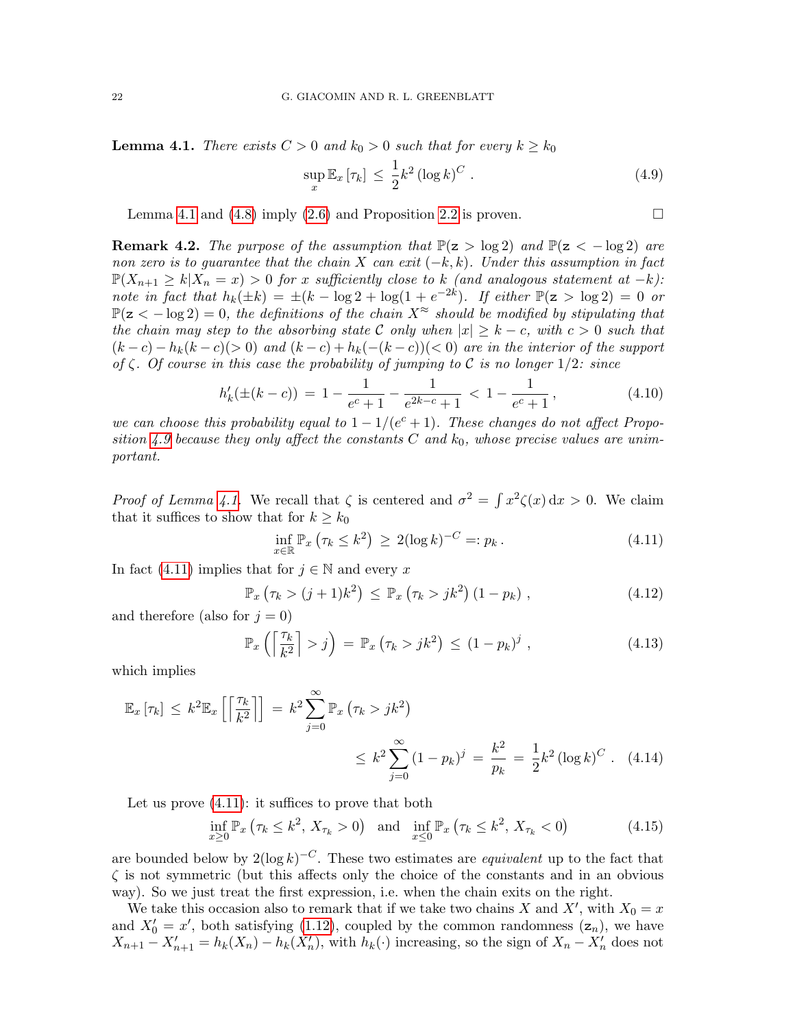**Lemma 4.1.** *There exists $C > 0$ and $k_0 > 0$ such that for every $k \geq k_0$*

$$\sup_x \mathbb{E}_x[\tau_k] \leq \frac{1}{2} k^2 (\log k)^C . \tag{4.9}$$

Lemma 4.1 and (4.8) imply (2.6) and Proposition 2.2 is proven. $\square$

**Remark 4.2.** *The purpose of the assumption that $\mathbb{P}(\mathtt{z} > \log 2)$ and $\mathbb{P}(\mathtt{z} < -\log 2)$ are non zero is to guarantee that the chain $X$ can exit $(-k, k)$. Under this assumption in fact $\mathbb{P}(X_{n+1} \geq k | X_n = x) > 0$ for $x$ sufficiently close to $k$ (and analogous statement at $-k$): note in fact that $h_k(\pm k) = \pm(k - \log 2 + \log(1 + e^{-2k})$. If either $\mathbb{P}(\mathtt{z} > \log 2) = 0$ or $\mathbb{P}(\mathtt{z} < -\log 2) = 0$, the definitions of the chain $X^{\approx}$ should be modified by stipulating that the chain may step to the absorbing state $\mathcal{C}$ only when $|x| \geq k - c$, with $c > 0$ such that $(k-c) - h_k(k-c)(> 0)$ and $(k-c) + h_k(-(k-c))(< 0)$ are in the interior of the support of $\zeta$. Of course in this case the probability of jumping to $\mathcal{C}$ is no longer $1/2$: since*

$$h_k'(\pm(k-c)) = 1 - \frac{1}{e^c + 1} - \frac{1}{e^{2k-c} + 1} < 1 - \frac{1}{e^c + 1} , \tag{4.10}$$

*we can choose this probability equal to $1 - 1/(e^c + 1)$. These changes do not affect Proposition 4.9 because they only affect the constants $C$ and $k_0$, whose precise values are unimportant.*

*Proof of Lemma 4.1.* We recall that $\zeta$ is centered and $\sigma^2 = \int x^2 \zeta(x)\, \mathrm{d}x > 0$. We claim that it suffices to show that for $k \geq k_0$

$$\inf_{x \in \mathbb{R}} \mathbb{P}_x\left(\tau_k \leq k^2\right) \geq 2(\log k)^{-C} =: p_k . \tag{4.11}$$

In fact (4.11) implies that for $j \in \mathbb{N}$ and every $x$

$$\mathbb{P}_x\left(\tau_k > (j+1)k^2\right) \leq \mathbb{P}_x\left(\tau_k > jk^2\right)(1 - p_k) , \tag{4.12}$$

and therefore (also for $j = 0$)

$$\mathbb{P}_x\left(\left\lceil \frac{\tau_k}{k^2} \right\rceil > j\right) = \mathbb{P}_x\left(\tau_k > jk^2\right) \leq (1 - p_k)^j , \tag{4.13}$$

which implies

$$\mathbb{E}_x[\tau_k] \leq k^2 \mathbb{E}_x\left[\left\lceil \frac{\tau_k}{k^2} \right\rceil\right] = k^2 \sum_{j=0}^{\infty} \mathbb{P}_x\left(\tau_k > jk^2\right) \leq k^2 \sum_{j=0}^{\infty} (1 - p_k)^j = \frac{k^2}{p_k} = \frac{1}{2} k^2 (\log k)^C . \tag{4.14}$$

Let us prove (4.11): it suffices to prove that both

$$\inf_{x \geq 0} \mathbb{P}_x\left(\tau_k \leq k^2,\, X_{\tau_k} > 0\right) \quad \text{and} \quad \inf_{x \leq 0} \mathbb{P}_x\left(\tau_k \leq k^2,\, X_{\tau_k} < 0\right) \tag{4.15}$$

are bounded below by $2(\log k)^{-C}$. These two estimates are *equivalent* up to the fact that $\zeta$ is not symmetric (but this affects only the choice of the constants and in an obvious way). So we just treat the first expression, i.e. when the chain exits on the right.

We take this occasion also to remark that if we take two chains $X$ and $X'$, with $X_0 = x$ and $X_0' = x'$, both satisfying (1.12), coupled by the common randomness $(\mathtt{z}_n)$, we have $X_{n+1} - X_{n+1}' = h_k(X_n) - h_k(X_n')$, with $h_k(\cdot)$ increasing, so the sign of $X_n - X_n'$ does not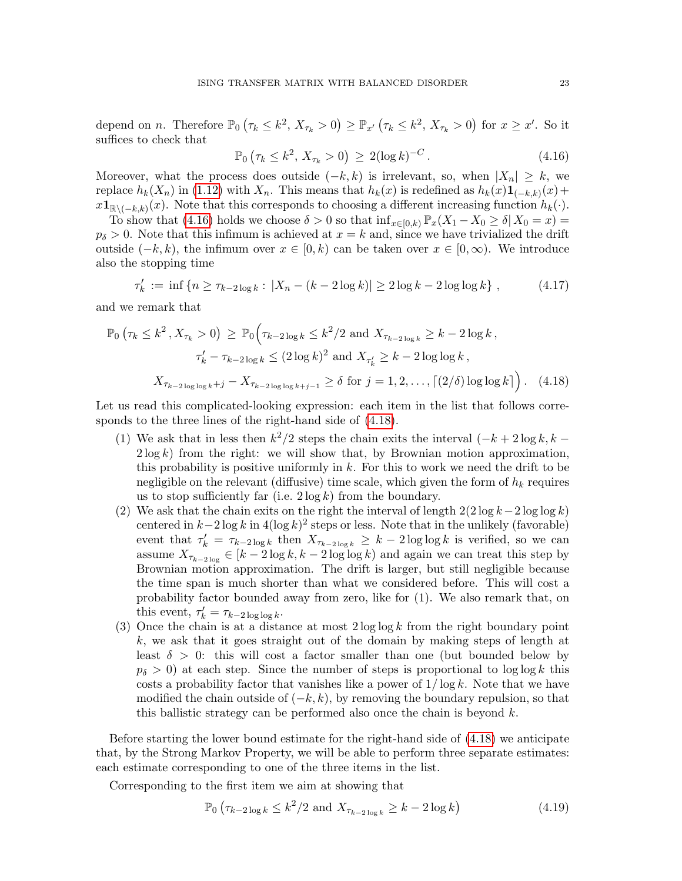depend on $n$. Therefore $\mathbb{P}_0\left(\tau_k \le k^2,\, X_{\tau_k} > 0\right) \ge \mathbb{P}_{x'}\left(\tau_k \le k^2,\, X_{\tau_k} > 0\right)$ for $x \ge x'$. So it suffices to check that

$$\mathbb{P}_0\left(\tau_k \le k^2,\, X_{\tau_k} > 0\right) \,\ge\, 2(\log k)^{-C}\,. \tag{4.16}$$

Moreover, what the process does outside $(-k,k)$ is irrelevant, so, when $|X_n| \ge k$, we replace $h_k(X_n)$ in (1.12) with $X_n$. This means that $h_k(x)$ is redefined as $h_k(x)\mathbf{1}_{(-k,k)}(x) + x\mathbf{1}_{\mathbb{R}\setminus(-k,k)}(x)$. Note that this corresponds to choosing a different increasing function $h_k(\cdot)$.

To show that (4.16) holds we choose $\delta > 0$ so that $\inf_{x\in[0,k)} \mathbb{P}_x(X_1 - X_0 \ge \delta |\, X_0 = x) = p_\delta > 0$. Note that this infimum is achieved at $x = k$ and, since we have trivialized the drift outside $(-k,k)$, the infimum over $x \in [0,k)$ can be taken over $x \in [0,\infty)$. We introduce also the stopping time

$$\tau_k' \,:=\, \inf\left\{n \ge \tau_{k-2\log k} :\, |X_n - (k - 2\log k)| \ge 2\log k - 2\log\log k\right\}, \tag{4.17}$$

and we remark that

$$\begin{aligned}\mathbb{P}_0\left(\tau_k \le k^2\,, X_{\tau_k} > 0\right) \,\ge\, \mathbb{P}_0\Big(&\tau_{k-2\log k} \le k^2/2 \text{ and } X_{\tau_{k-2\log k}} \ge k - 2\log k\,,\\ &\tau_k' - \tau_{k-2\log k} \le (2\log k)^2 \text{ and } X_{\tau_k'} \ge k - 2\log\log k\,,\\ &X_{\tau_{k-2\log\log k}+j} - X_{\tau_{k-2\log\log k}+j-1} \ge \delta \text{ for } j = 1,2,\ldots,\lceil (2/\delta)\log\log k\rceil\Big)\,.\end{aligned} \tag{4.18}$$

Let us read this complicated-looking expression: each item in the list that follows corresponds to the three lines of the right-hand side of (4.18).

1. We ask that in less then $k^2/2$ steps the chain exits the interval $(-k+2\log k, k-2\log k)$ from the right: we will show that, by Brownian motion approximation, this probability is positive uniformly in $k$. For this to work we need the drift to be negligible on the relevant (diffusive) time scale, which given the form of $h_k$ requires us to stop sufficiently far (i.e. $2\log k$) from the boundary.
2. We ask that the chain exits on the right the interval of length $2(2\log k - 2\log\log k)$ centered in $k - 2\log k$ in $4(\log k)^2$ steps or less. Note that in the unlikely (favorable) event that $\tau_k' = \tau_{k-2\log k}$ then $X_{\tau_{k-2\log k}} \ge k - 2\log\log k$ is verified, so we can assume $X_{\tau_{k-2\log}} \in [k - 2\log k, k - 2\log\log k)$ and again we can treat this step by Brownian motion approximation. The drift is larger, but still negligible because the time span is much shorter than what we considered before. This will cost a probability factor bounded away from zero, like for (1). We also remark that, on this event, $\tau_k' = \tau_{k-2\log\log k}$.
3. Once the chain is at a distance at most $2\log\log k$ from the right boundary point $k$, we ask that it goes straight out of the domain by making steps of length at least $\delta > 0$: this will cost a factor smaller than one (but bounded below by $p_\delta > 0$) at each step. Since the number of steps is proportional to $\log\log k$ this costs a probability factor that vanishes like a power of $1/\log k$. Note that we have modified the chain outside of $(-k,k)$, by removing the boundary repulsion, so that this ballistic strategy can be performed also once the chain is beyond $k$.

Before starting the lower bound estimate for the right-hand side of (4.18) we anticipate that, by the Strong Markov Property, we will be able to perform three separate estimates: each estimate corresponding to one of the three items in the list.

Corresponding to the first item we aim at showing that

$$\mathbb{P}_0\left(\tau_{k-2\log k} \le k^2/2 \text{ and } X_{\tau_{k-2\log k}} \ge k - 2\log k\right) \tag{4.19}$$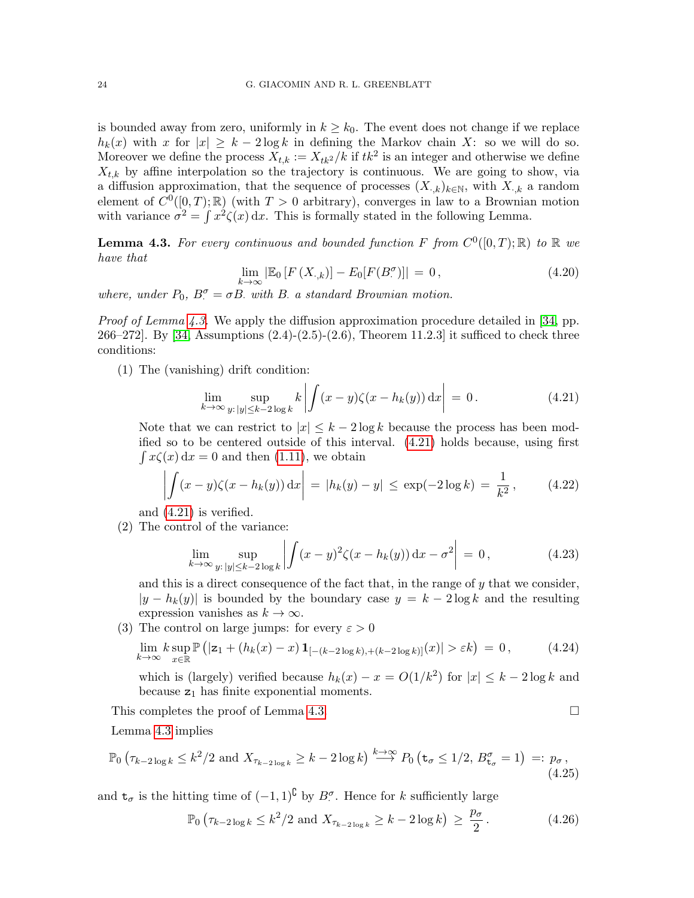is bounded away from zero, uniformly in $k \geq k_0$. The event does not change if we replace $h_k(x)$ with $x$ for $|x| \geq k - 2\log k$ in defining the Markov chain $X$: so we will do so. Moreover we define the process $X_{t,k} := X_{tk^2}/k$ if $tk^2$ is an integer and otherwise we define $X_{t,k}$ by affine interpolation so the trajectory is continuous. We are going to show, via a diffusion approximation, that the sequence of processes $(X_{\cdot,k})_{k\in\mathbb{N}}$, with $X_{\cdot,k}$ a random element of $C^0([0,T);\mathbb{R})$ (with $T > 0$ arbitrary), converges in law to a Brownian motion with variance $\sigma^2 = \int x^2\zeta(x)\,\mathrm{d}x$. This is formally stated in the following Lemma.

**Lemma 4.3.** *For every continuous and bounded function $F$ from $C^0([0,T);\mathbb{R})$ to $\mathbb{R}$ we have that*

$$\lim_{k\to\infty} \left|\mathbb{E}_0\left[F\left(X_{\cdot,k}\right)\right] - E_0[F(B^\sigma_\cdot)]\right| \,=\, 0\,, \tag{4.20}$$

*where, under $P_0$, $B^\sigma_\cdot = \sigma B_\cdot$ with $B_\cdot$ a standard Brownian motion.*

*Proof of Lemma 4.3.* We apply the diffusion approximation procedure detailed in [34, pp. 266–272]. By [34, Assumptions (2.4)-(2.5)-(2.6), Theorem 11.2.3] it sufficed to check three conditions:

1. The (vanishing) drift condition:
$$\lim_{k\to\infty}\ \sup_{y\colon |y|\leq k-2\log k} k\left|\int (x-y)\zeta(x-h_k(y))\,\mathrm{d}x\right| \,=\, 0\,. \tag{4.21}$$
Note that we can restrict to $|x| \leq k - 2\log k$ because the process has been modified so to be centered outside of this interval. (4.21) holds because, using first $\int x\zeta(x)\,\mathrm{d}x = 0$ and then (1.11), we obtain
$$\left|\int (x-y)\zeta(x-h_k(y))\,\mathrm{d}x\right| \,=\, |h_k(y) - y| \,\leq\, \exp(-2\log k) \,=\, \frac{1}{k^2}\,, \tag{4.22}$$
and (4.21) is verified.
2. The control of the variance:
$$\lim_{k\to\infty}\ \sup_{y\colon |y|\leq k-2\log k}\left|\int (x-y)^2\zeta(x-h_k(y))\,\mathrm{d}x - \sigma^2\right| \,=\, 0\,, \tag{4.23}$$
and this is a direct consequence of the fact that, in the range of $y$ that we consider, $|y - h_k(y)|$ is bounded by the boundary case $y = k - 2\log k$ and the resulting expression vanishes as $k \to \infty$.
3. The control on large jumps: for every $\varepsilon > 0$
$$\lim_{k\to\infty} k\sup_{x\in\mathbb{R}} \mathbb{P}\left(|\mathtt{z}_1 + (h_k(x) - x)\,\mathbf{1}_{[-(k-2\log k),+(k-2\log k)]}(x)| > \varepsilon k\right) \,=\, 0\,, \tag{4.24}$$
which is (largely) verified because $h_k(x) - x = O(1/k^2)$ for $|x| \leq k - 2\log k$ and because $\mathtt{z}_1$ has finite exponential moments.

This completes the proof of Lemma 4.3. $\square$

Lemma 4.3 implies

$$\mathbb{P}_0\left(\tau_{k-2\log k} \leq k^2/2 \text{ and } X_{\tau_{k-2\log k}} \geq k - 2\log k\right) \stackrel{k\to\infty}{\longrightarrow} P_0\left(\mathtt{t}_\sigma \leq 1/2,\, B^\sigma_{\mathtt{t}_\sigma} = 1\right) \,=:\, p_\sigma\,, \tag{4.25}$$

and $\mathtt{t}_\sigma$ is the hitting time of $(-1,1)^\complement$ by $B^\sigma_\cdot$. Hence for $k$ sufficiently large

$$\mathbb{P}_0\left(\tau_{k-2\log k} \leq k^2/2 \text{ and } X_{\tau_{k-2\log k}} \geq k - 2\log k\right) \,\geq\, \frac{p_\sigma}{2}\,. \tag{4.26}$$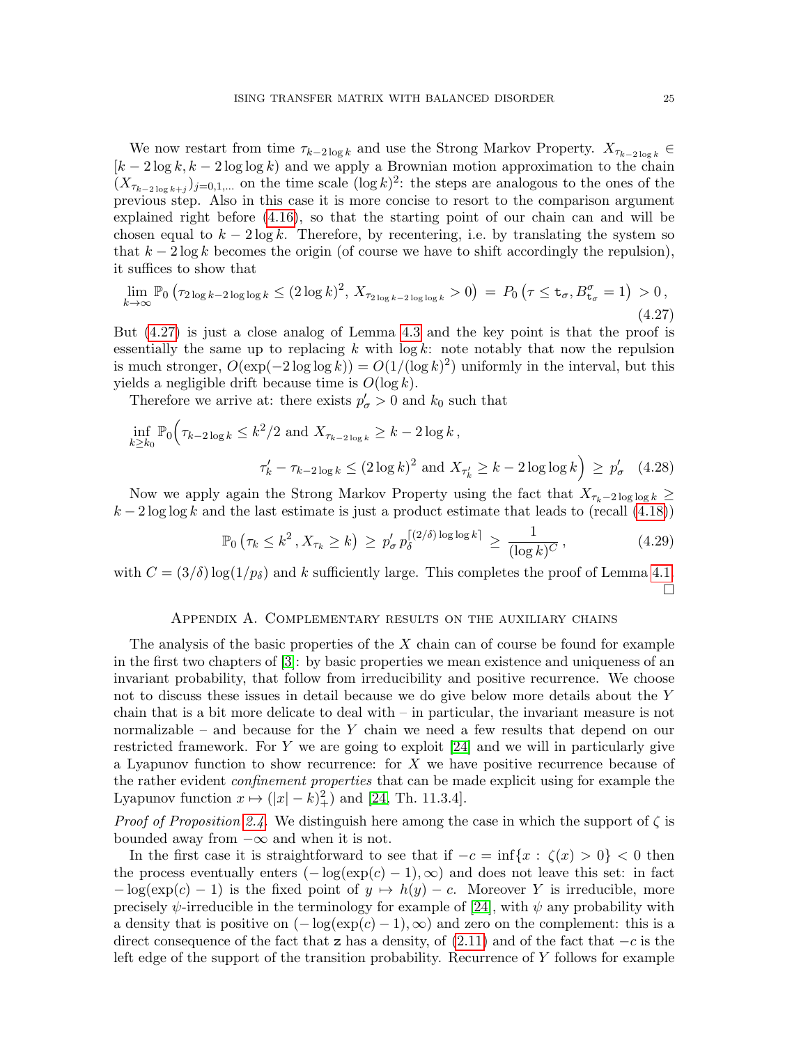We now restart from time $\tau_{k-2\log k}$ and use the Strong Markov Property. $X_{\tau_{k-2\log k}} \in [k-2\log k, k-2\log\log k)$ and we apply a Brownian motion approximation to the chain $(X_{\tau_{k-2\log k}+j})_{j=0,1,\ldots}$ on the time scale $(\log k)^2$: the steps are analogous to the ones of the previous step. Also in this case it is more concise to resort to the comparison argument explained right before (4.16), so that the starting point of our chain can and will be chosen equal to $k-2\log k$. Therefore, by recentering, i.e. by translating the system so that $k-2\log k$ becomes the origin (of course we have to shift accordingly the repulsion), it suffices to show that

$$
\lim_{k\to\infty} \mathbb{P}_0\left(\tau_{2\log k - 2\log\log k} \le (2\log k)^2,\, X_{\tau_{2\log k - 2\log\log k}} > 0\right) \,=\, P_0\left(\tau \le \mathtt{t}_\sigma, B^\sigma_{\mathtt{t}_\sigma} = 1\right) \,>0\,, \tag{4.27}
$$

But (4.27) is just a close analog of Lemma 4.3 and the key point is that the proof is essentially the same up to replacing $k$ with $\log k$: note notably that now the repulsion is much stronger, $O(\exp(-2\log\log k)) = O(1/(\log k)^2)$ uniformly in the interval, but this yields a negligible drift because time is $O(\log k)$.

Therefore we arrive at: there exists $p'_\sigma > 0$ and $k_0$ such that

$$
\begin{aligned}
\inf_{k\ge k_0} \mathbb{P}_0\Big(\tau_{k-2\log k} \le k^2/2 \text{ and } X_{\tau_{k-2\log k}} \ge k - 2\log k\,,& \\
\tau'_k - \tau_{k-2\log k} \le (2\log k)^2 \text{ and } X_{\tau'_k} \ge k - 2\log\log k\Big) \,\ge\, p'_\sigma& \qquad (4.28)
\end{aligned}
$$

Now we apply again the Strong Markov Property using the fact that $X_{\tau_{k-2\log\log k}} \ge k - 2\log\log k$ and the last estimate is just a product estimate that leads to (recall (4.18))

$$
\mathbb{P}_0\left(\tau_k \le k^2\,, X_{\tau_k} \ge k\right) \,\ge\, p'_\sigma\, p_\delta^{\lceil (2/\delta)\log\log k\rceil} \,\ge\, \frac{1}{(\log k)^C}\,, \tag{4.29}
$$

with $C = (3/\delta)\log(1/p_\delta)$ and $k$ sufficiently large. This completes the proof of Lemma 4.1. □

## Appendix A. Complementary results on the auxiliary chains

The analysis of the basic properties of the $X$ chain can of course be found for example in the first two chapters of [3]: by basic properties we mean existence and uniqueness of an invariant probability, that follow from irreducibility and positive recurrence. We choose not to discuss these issues in detail because we do give below more details about the $Y$ chain that is a bit more delicate to deal with – in particular, the invariant measure is not normalizable – and because for the $Y$ chain we need a few results that depend on our restricted framework. For $Y$ we are going to exploit [24] and we will in particularly give a Lyapunov function to show recurrence: for $X$ we have positive recurrence because of the rather evident *confinement properties* that can be made explicit using for example the Lyapunov function $x \mapsto (|x|-k)_+^2)$ and [24, Th. 11.3.4].

*Proof of Proposition 2.4.* We distinguish here among the case in which the support of $\zeta$ is bounded away from $-\infty$ and when it is not.

In the first case it is straightforward to see that if $-c = \inf\{x : \zeta(x) > 0\} < 0$ then the process eventually enters $(-\log(\exp(c)-1), \infty)$ and does not leave this set: in fact $-\log(\exp(c)-1)$ is the fixed point of $y \mapsto h(y) - c$. Moreover $Y$ is irreducible, more precisely $\psi$-irreducible in the terminology for example of [24], with $\psi$ any probability with a density that is positive on $(-\log(\exp(c)-1), \infty)$ and zero on the complement: this is a direct consequence of the fact that $\mathtt{z}$ has a density, of (2.11) and of the fact that $-c$ is the left edge of the support of the transition probability. Recurrence of $Y$ follows for example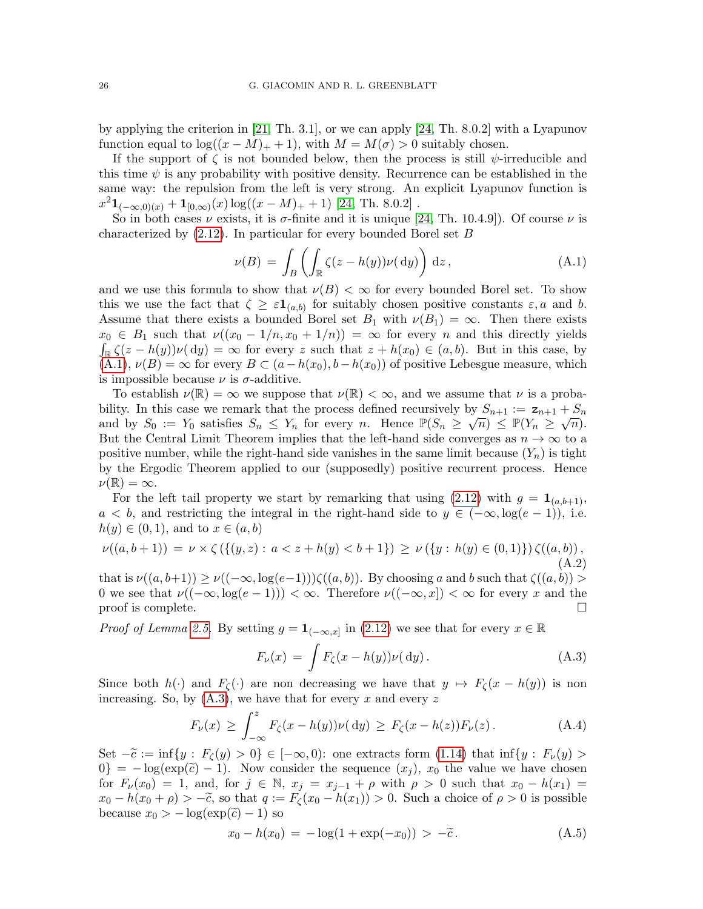by applying the criterion in [21, Th. 3.1], or we can apply [24, Th. 8.0.2] with a Lyapunov function equal to $\log((x-M)_+ + 1)$, with $M = M(\sigma) > 0$ suitably chosen.

If the support of $\zeta$ is not bounded below, then the process is still $\psi$-irreducible and this time $\psi$ is any probability with positive density. Recurrence can be established in the same way: the repulsion from the left is very strong. An explicit Lyapunov function is $x^2 \mathbf{1}_{(-\infty,0)(x)} + \mathbf{1}_{[0,\infty)}(x) \log((x-M)_+ + 1)$ [24, Th. 8.0.2] .

So in both cases $\nu$ exists, it is $\sigma$-finite and it is unique [24, Th. 10.4.9]). Of course $\nu$ is characterized by (2.12). In particular for every bounded Borel set $B$

$$\nu(B) \,=\, \int_B \left( \int_{\mathbb{R}} \zeta(z - h(y)) \nu(\,\mathrm{d}y) \right) \mathrm{d}z\,, \tag{A.1}$$

and we use this formula to show that $\nu(B) < \infty$ for every bounded Borel set. To show this we use the fact that $\zeta \geq \varepsilon \mathbf{1}_{(a,b)}$ for suitably chosen positive constants $\varepsilon, a$ and $b$. Assume that there exists a bounded Borel set $B_1$ with $\nu(B_1) = \infty$. Then there exists $x_0 \in B_1$ such that $\nu((x_0 - 1/n, x_0 + 1/n)) = \infty$ for every $n$ and this directly yields $\int_{\mathbb{R}} \zeta(z - h(y)) \nu(\,\mathrm{d}y) = \infty$ for every $z$ such that $z + h(x_0) \in (a, b)$. But in this case, by (A.1), $\nu(B) = \infty$ for every $B \subset (a - h(x_0), b - h(x_0))$ of positive Lebesgue measure, which is impossible because $\nu$ is $\sigma$-additive.

To establish $\nu(\mathbb{R}) = \infty$ we suppose that $\nu(\mathbb{R}) < \infty$, and we assume that $\nu$ is a probability. In this case we remark that the process defined recursively by $S_{n+1} := \mathbf{z}_{n+1} + S_n$ and by $S_0 := Y_0$ satisfies $S_n \leq Y_n$ for every $n$. Hence $\mathbb{P}(S_n \geq \sqrt{n}) \leq \mathbb{P}(Y_n \geq \sqrt{n})$. But the Central Limit Theorem implies that the left-hand side converges as $n \to \infty$ to a positive number, while the right-hand side vanishes in the same limit because $(Y_n)$ is tight by the Ergodic Theorem applied to our (supposedly) positive recurrent process. Hence $\nu(\mathbb{R}) = \infty$.

For the left tail property we start by remarking that using (2.12) with $g = \mathbf{1}_{(a,b+1)}$, $a < b$, and restricting the integral in the right-hand side to $y \in (-\infty, \log(e-1))$, i.e. $h(y) \in (0,1)$, and to $x \in (a, b)$

$$\nu((a, b+1)) \,=\, \nu \times \zeta\left(\{(y,z) : \, a < z + h(y) < b+1\}\right) \,\geq\, \nu\left(\{y : \, h(y) \in (0,1)\}\right) \zeta((a,b))\,, \tag{A.2}$$

that is $\nu((a, b+1)) \geq \nu((-\infty, \log(e-1)))\zeta((a, b))$. By choosing $a$ and $b$ such that $\zeta((a, b)) > 0$ we see that $\nu((-\infty, \log(e-1))) < \infty$. Therefore $\nu((-\infty, x]) < \infty$ for every $x$ and the proof is complete. $\square$

*Proof of Lemma 2.5.* By setting $g = \mathbf{1}_{(-\infty,x]}$ in (2.12) we see that for every $x \in \mathbb{R}$

$$F_\nu(x) \,=\, \int F_\zeta(x - h(y)) \nu(\,\mathrm{d}y)\,. \tag{A.3}$$

Since both $h(\cdot)$ and $F_\zeta(\cdot)$ are non decreasing we have that $y \mapsto F_\zeta(x - h(y))$ is non increasing. So, by (A.3), we have that for every $x$ and every $z$

$$F_\nu(x) \,\geq\, \int_{-\infty}^{z} F_\zeta(x - h(y)) \nu(\,\mathrm{d}y) \,\geq\, F_\zeta(x - h(z)) F_\nu(z)\,. \tag{A.4}$$

Set $-\widetilde{c} := \inf\{y : \, F_\zeta(y) > 0\} \in [-\infty, 0)$: one extracts form (1.14) that $\inf\{y : \, F_\nu(y) > 0\} = -\log(\exp(\widetilde{c}) - 1)$. Now consider the sequence $(x_j)$, $x_0$ the value we have chosen for $F_\nu(x_0) = 1$, and, for $j \in \mathbb{N}$, $x_j = x_{j-1} + \rho$ with $\rho > 0$ such that $x_0 - h(x_1) = x_0 - h(x_0 + \rho) > -\widetilde{c}$, so that $q := F_\zeta(x_0 - h(x_1)) > 0$. Such a choice of $\rho > 0$ is possible because $x_0 > -\log(\exp(\widetilde{c}) - 1)$ so

$$x_0 - h(x_0) \,=\, -\log(1 + \exp(-x_0)) \,>\, -\widetilde{c}\,. \tag{A.5}$$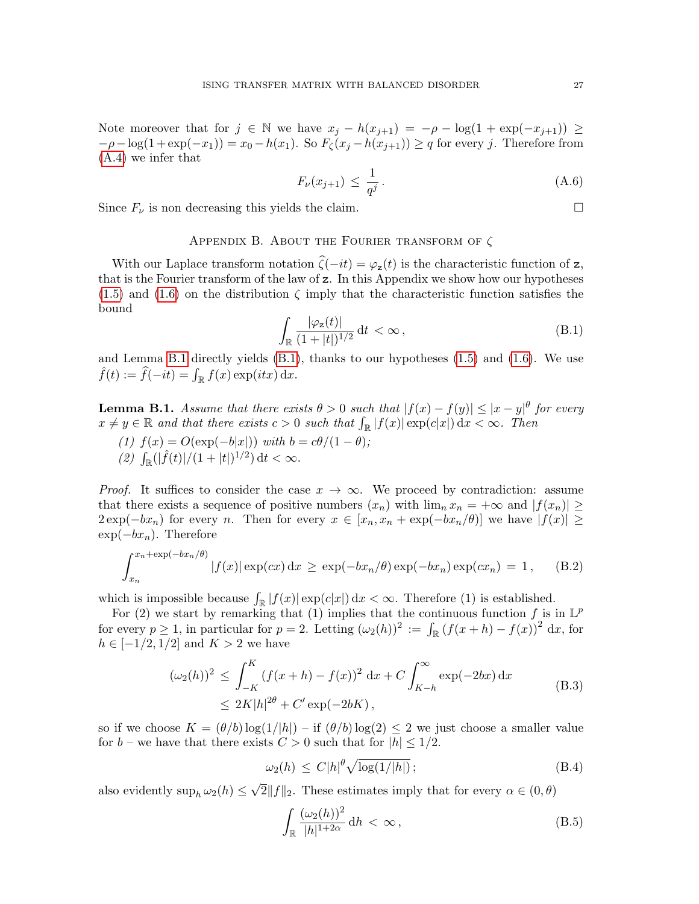Note moreover that for $j \in \mathbb{N}$ we have $x_j - h(x_{j+1}) = -\rho - \log(1 + \exp(-x_{j+1})) \geq -\rho - \log(1+\exp(-x_1)) = x_0 - h(x_1)$. So $F_\zeta(x_j - h(x_{j+1})) \geq q$ for every $j$. Therefore from (A.4) we infer that

$$F_\nu(x_{j+1}) \leq \frac{1}{q^j}\,. \tag{A.6}$$

Since $F_\nu$ is non decreasing this yields the claim. $\square$

## Appendix B. About the Fourier transform of $\zeta$

With our Laplace transform notation $\widehat{\zeta}(-it) = \varphi_{\mathbf{z}}(t)$ is the characteristic function of $\mathbf{z}$, that is the Fourier transform of the law of $\mathbf{z}$. In this Appendix we show how our hypotheses (1.5) and (1.6) on the distribution $\zeta$ imply that the characteristic function satisfies the bound

$$\int_{\mathbb{R}} \frac{|\varphi_{\mathbf{z}}(t)|}{(1+|t|)^{1/2}}\,\mathrm{d}t < \infty\,, \tag{B.1}$$

and Lemma B.1 directly yields (B.1), thanks to our hypotheses (1.5) and (1.6). We use $\hat{f}(t) := \widehat{f}(-it) = \int_{\mathbb{R}} f(x)\exp(itx)\,\mathrm{d}x$.

**Lemma B.1.** *Assume that there exists $\theta > 0$ such that $|f(x) - f(y)| \leq |x-y|^\theta$ for every $x \neq y \in \mathbb{R}$ and that there exists $c > 0$ such that $\int_{\mathbb{R}} |f(x)|\exp(c|x|)\,\mathrm{d}x < \infty$. Then*

*(1) $f(x) = O(\exp(-b|x|))$ with $b = c\theta/(1-\theta)$;*

*(2) $\int_{\mathbb{R}}(|\hat{f}(t)|/(1+|t|)^{1/2})\,\mathrm{d}t < \infty$.*

*Proof.* It suffices to consider the case $x \to \infty$. We proceed by contradiction: assume that there exists a sequence of positive numbers $(x_n)$ with $\lim_n x_n = +\infty$ and $|f(x_n)| \geq 2\exp(-bx_n)$ for every $n$. Then for every $x \in [x_n, x_n + \exp(-bx_n/\theta)]$ we have $|f(x)| \geq \exp(-bx_n)$. Therefore

$$\int_{x_n}^{x_n+\exp(-bx_n/\theta)} |f(x)|\exp(cx)\,\mathrm{d}x \geq \exp(-bx_n/\theta)\exp(-bx_n)\exp(cx_n) = 1\,, \tag{B.2}$$

which is impossible because $\int_{\mathbb{R}} |f(x)|\exp(c|x|)\,\mathrm{d}x < \infty$. Therefore (1) is established.

For (2) we start by remarking that (1) implies that the continuous function $f$ is in $\mathbb{L}^p$ for every $p \geq 1$, in particular for $p = 2$. Letting $(\omega_2(h))^2 := \int_{\mathbb{R}} (f(x+h) - f(x))^2\,\mathrm{d}x$, for $h \in [-1/2, 1/2]$ and $K > 2$ we have

$$\begin{aligned}(\omega_2(h))^2 &\leq \int_{-K}^{K} (f(x+h) - f(x))^2\,\mathrm{d}x + C\int_{K-h}^{\infty} \exp(-2bx)\,\mathrm{d}x \\ &\leq 2K|h|^{2\theta} + C'\exp(-2bK)\,,\end{aligned} \tag{B.3}$$

so if we choose $K = (\theta/b)\log(1/|h|)$ – if $(\theta/b)\log(2) \leq 2$ we just choose a smaller value for $b$ – we have that there exists $C > 0$ such that for $|h| \leq 1/2$.

$$\omega_2(h) \leq C|h|^\theta\sqrt{\log(1/|h|)}\,; \tag{B.4}$$

also evidently $\sup_h \omega_2(h) \leq \sqrt{2}\|f\|_2$. These estimates imply that for every $\alpha \in (0, \theta)$

$$\int_{\mathbb{R}} \frac{(\omega_2(h))^2}{|h|^{1+2\alpha}}\,\mathrm{d}h < \infty\,, \tag{B.5}$$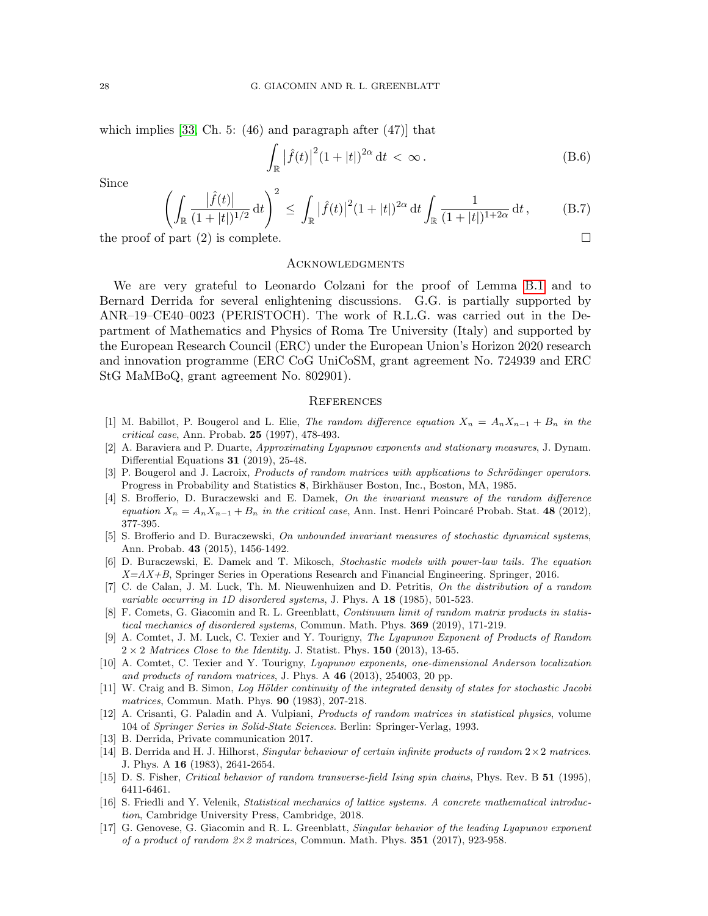which implies [33, Ch. 5: (46) and paragraph after (47)] that

$$\int_{\mathbb{R}} \left|\hat{f}(t)\right|^2 (1+|t|)^{2\alpha}\, \mathrm{d}t \, < \, \infty\,. \tag{B.6}$$

Since

$$\left(\int_{\mathbb{R}} \frac{\left|\hat{f}(t)\right|}{(1+|t|)^{1/2}}\, \mathrm{d}t\right)^2 \, \le \, \int_{\mathbb{R}} \left|\hat{f}(t)\right|^2 (1+|t|)^{2\alpha}\, \mathrm{d}t \int_{\mathbb{R}} \frac{1}{(1+|t|)^{1+2\alpha}}\, \mathrm{d}t\,, \tag{B.7}$$

the proof of part (2) is complete. □

## Acknowledgments

We are very grateful to Leonardo Colzani for the proof of Lemma B.1 and to Bernard Derrida for several enlightening discussions. G.G. is partially supported by ANR–19–CE40–0023 (PERISTOCH). The work of R.L.G. was carried out in the Department of Mathematics and Physics of Roma Tre University (Italy) and supported by the European Research Council (ERC) under the European Union's Horizon 2020 research and innovation programme (ERC CoG UniCoSM, grant agreement No. 724939 and ERC StG MaMBoQ, grant agreement No. 802901).

## References

[1] M. Babillot, P. Bougerol and L. Elie, *The random difference equation $X_n = A_n X_{n-1} + B_n$ in the critical case*, Ann. Probab. **25** (1997), 478-493.

[2] A. Baraviera and P. Duarte, *Approximating Lyapunov exponents and stationary measures*, J. Dynam. Differential Equations **31** (2019), 25-48.

[3] P. Bougerol and J. Lacroix, *Products of random matrices with applications to Schrödinger operators*. Progress in Probability and Statistics **8**, Birkhäuser Boston, Inc., Boston, MA, 1985.

[4] S. Brofferio, D. Buraczewski and E. Damek, *On the invariant measure of the random difference equation $X_n = A_n X_{n-1} + B_n$ in the critical case*, Ann. Inst. Henri Poincaré Probab. Stat. **48** (2012), 377-395.

[5] S. Brofferio and D. Buraczewski, *On unbounded invariant measures of stochastic dynamical systems*, Ann. Probab. **43** (2015), 1456-1492.

[6] D. Buraczewski, E. Damek and T. Mikosch, *Stochastic models with power-law tails. The equation X=AX+B*, Springer Series in Operations Research and Financial Engineering. Springer, 2016.

[7] C. de Calan, J. M. Luck, Th. M. Nieuwenhuizen and D. Petritis, *On the distribution of a random variable occurring in 1D disordered systems*, J. Phys. A **18** (1985), 501-523.

[8] F. Comets, G. Giacomin and R. L. Greenblatt, *Continuum limit of random matrix products in statistical mechanics of disordered systems*, Commun. Math. Phys. **369** (2019), 171-219.

[9] A. Comtet, J. M. Luck, C. Texier and Y. Tourigny, *The Lyapunov Exponent of Products of Random $2\times 2$ Matrices Close to the Identity.* J. Statist. Phys. **150** (2013), 13-65.

[10] A. Comtet, C. Texier and Y. Tourigny, *Lyapunov exponents, one-dimensional Anderson localization and products of random matrices*, J. Phys. A **46** (2013), 254003, 20 pp.

[11] W. Craig and B. Simon, *Log Hölder continuity of the integrated density of states for stochastic Jacobi matrices*, Commun. Math. Phys. **90** (1983), 207-218.

[12] A. Crisanti, G. Paladin and A. Vulpiani, *Products of random matrices in statistical physics*, volume 104 of *Springer Series in Solid-State Sciences*. Berlin: Springer-Verlag, 1993.

[13] B. Derrida, Private communication 2017.

[14] B. Derrida and H. J. Hilhorst, *Singular behaviour of certain infinite products of random $2\times 2$ matrices*. J. Phys. A **16** (1983), 2641-2654.

[15] D. S. Fisher, *Critical behavior of random transverse-field Ising spin chains*, Phys. Rev. B **51** (1995), 6411-6461.

[16] S. Friedli and Y. Velenik, *Statistical mechanics of lattice systems. A concrete mathematical introduction*, Cambridge University Press, Cambridge, 2018.

[17] G. Genovese, G. Giacomin and R. L. Greenblatt, *Singular behavior of the leading Lyapunov exponent of a product of random $2\times 2$ matrices*, Commun. Math. Phys. **351** (2017), 923-958.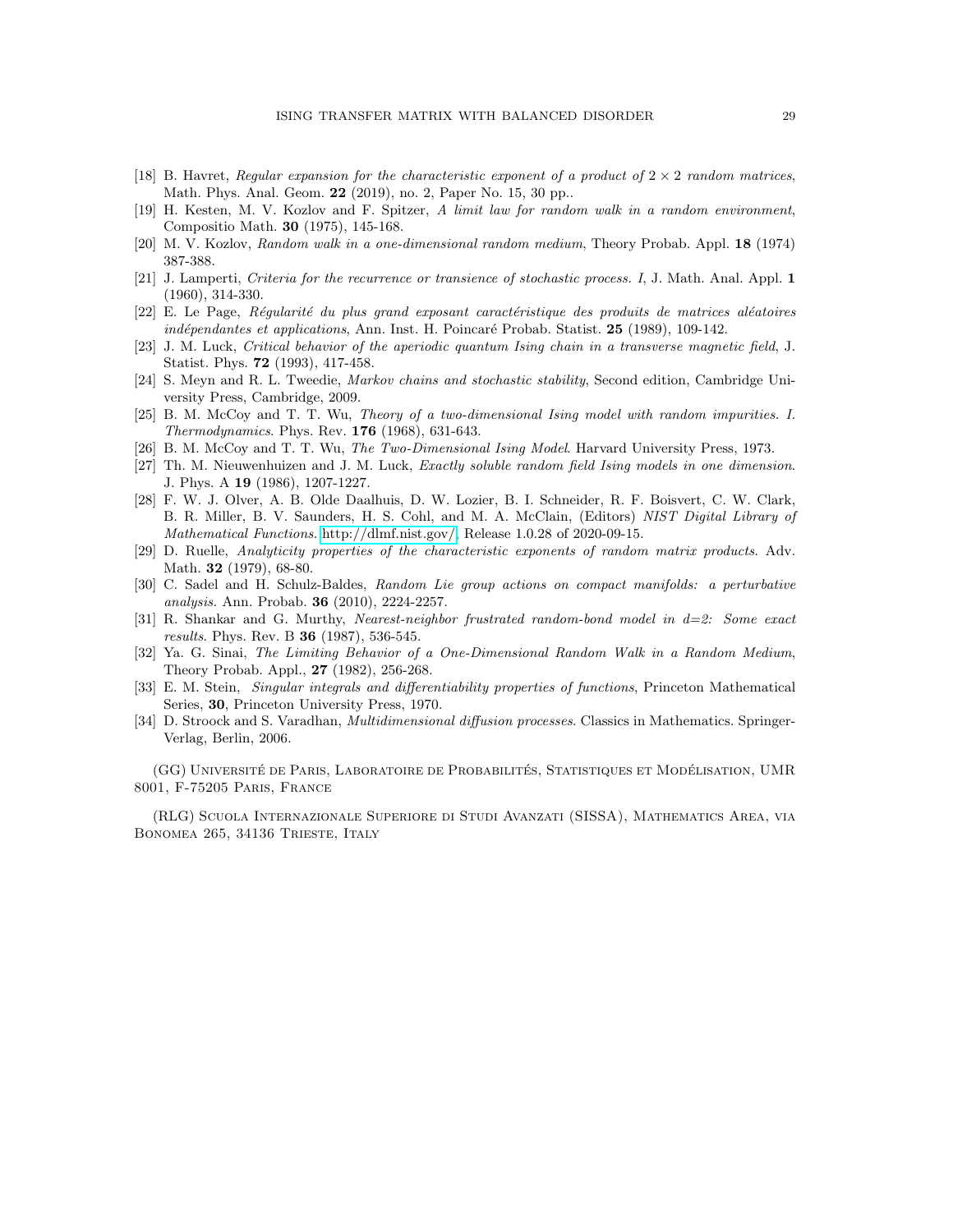[18] B. Havret, *Regular expansion for the characteristic exponent of a product of $2 \times 2$ random matrices*, Math. Phys. Anal. Geom. **22** (2019), no. 2, Paper No. 15, 30 pp..

[19] H. Kesten, M. V. Kozlov and F. Spitzer, *A limit law for random walk in a random environment*, Compositio Math. **30** (1975), 145-168.

[20] M. V. Kozlov, *Random walk in a one-dimensional random medium*, Theory Probab. Appl. **18** (1974) 387-388.

[21] J. Lamperti, *Criteria for the recurrence or transience of stochastic process. I*, J. Math. Anal. Appl. **1** (1960), 314-330.

[22] E. Le Page, *Régularité du plus grand exposant caractéristique des produits de matrices aléatoires indépendantes et applications*, Ann. Inst. H. Poincaré Probab. Statist. **25** (1989), 109-142.

[23] J. M. Luck, *Critical behavior of the aperiodic quantum Ising chain in a transverse magnetic field*, J. Statist. Phys. **72** (1993), 417-458.

[24] S. Meyn and R. L. Tweedie, *Markov chains and stochastic stability*, Second edition, Cambridge University Press, Cambridge, 2009.

[25] B. M. McCoy and T. T. Wu, *Theory of a two-dimensional Ising model with random impurities. I. Thermodynamics*. Phys. Rev. **176** (1968), 631-643.

[26] B. M. McCoy and T. T. Wu, *The Two-Dimensional Ising Model*. Harvard University Press, 1973.

[27] Th. M. Nieuwenhuizen and J. M. Luck, *Exactly soluble random field Ising models in one dimension*. J. Phys. A **19** (1986), 1207-1227.

[28] F. W. J. Olver, A. B. Olde Daalhuis, D. W. Lozier, B. I. Schneider, R. F. Boisvert, C. W. Clark, B. R. Miller, B. V. Saunders, H. S. Cohl, and M. A. McClain, (Editors) *NIST Digital Library of Mathematical Functions*. http://dlmf.nist.gov/, Release 1.0.28 of 2020-09-15.

[29] D. Ruelle, *Analyticity properties of the characteristic exponents of random matrix products*. Adv. Math. **32** (1979), 68-80.

[30] C. Sadel and H. Schulz-Baldes, *Random Lie group actions on compact manifolds: a perturbative analysis*. Ann. Probab. **36** (2010), 2224-2257.

[31] R. Shankar and G. Murthy, *Nearest-neighbor frustrated random-bond model in d=2: Some exact results*. Phys. Rev. B **36** (1987), 536-545.

[32] Ya. G. Sinai, *The Limiting Behavior of a One-Dimensional Random Walk in a Random Medium*, Theory Probab. Appl., **27** (1982), 256-268.

[33] E. M. Stein, *Singular integrals and differentiability properties of functions*, Princeton Mathematical Series, **30**, Princeton University Press, 1970.

[34] D. Stroock and S. Varadhan, *Multidimensional diffusion processes*. Classics in Mathematics. Springer-Verlag, Berlin, 2006.

(GG) Université de Paris, Laboratoire de Probabilités, Statistiques et Modélisation, UMR 8001, F-75205 Paris, France

(RLG) Scuola Internazionale Superiore di Studi Avanzati (SISSA), Mathematics Area, via Bonomea 265, 34136 Trieste, Italy